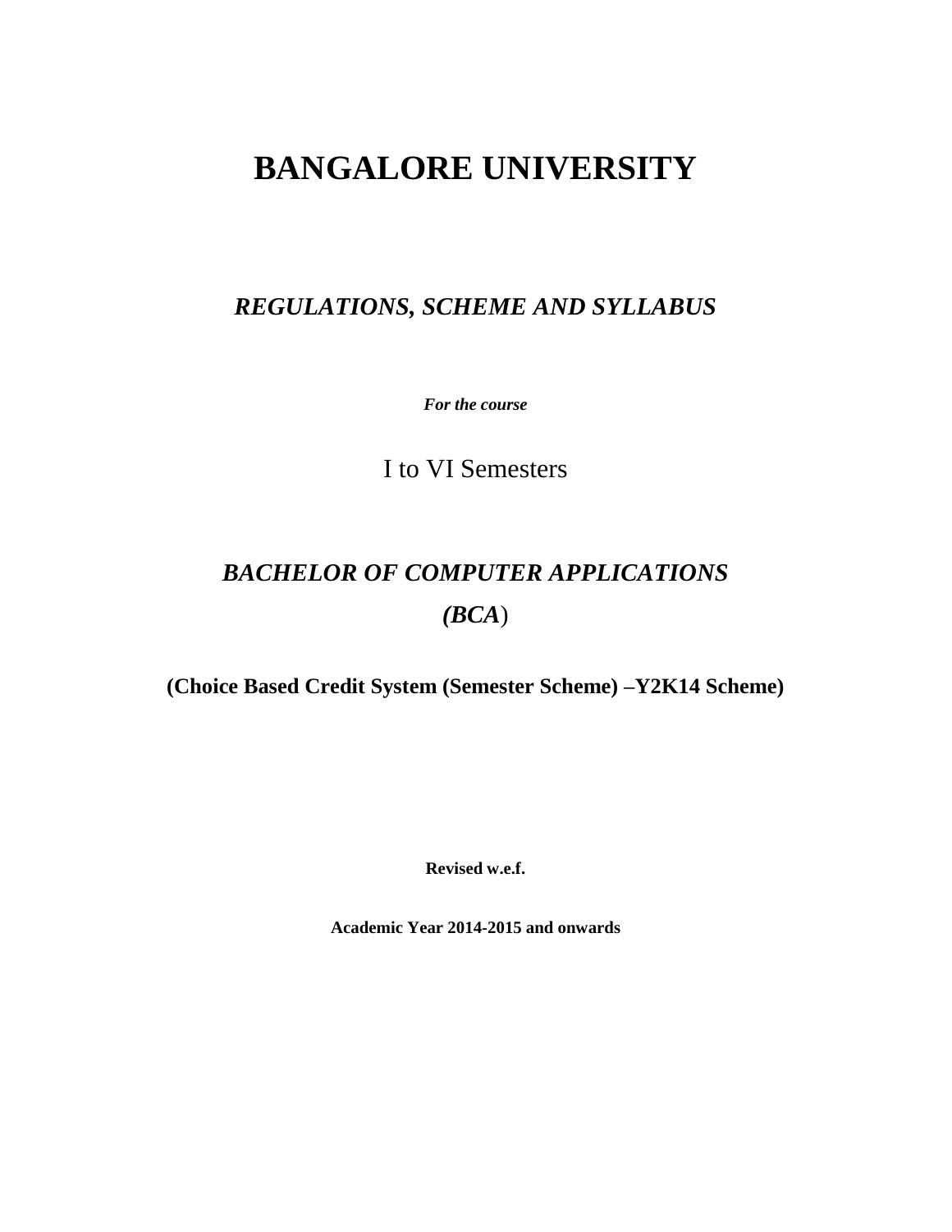# BANGALORE UNIVERSITY

## *REGULATIONS, SCHEME AND SYLLABUS*

***For the course***

I to VI Semesters

## *BACHELOR OF COMPUTER APPLICATIONS*

## *(BCA)*

**(Choice Based Credit System (Semester Scheme) –Y2K14 Scheme)**

**Revised w.e.f.**

**Academic Year 2014-2015 and onwards**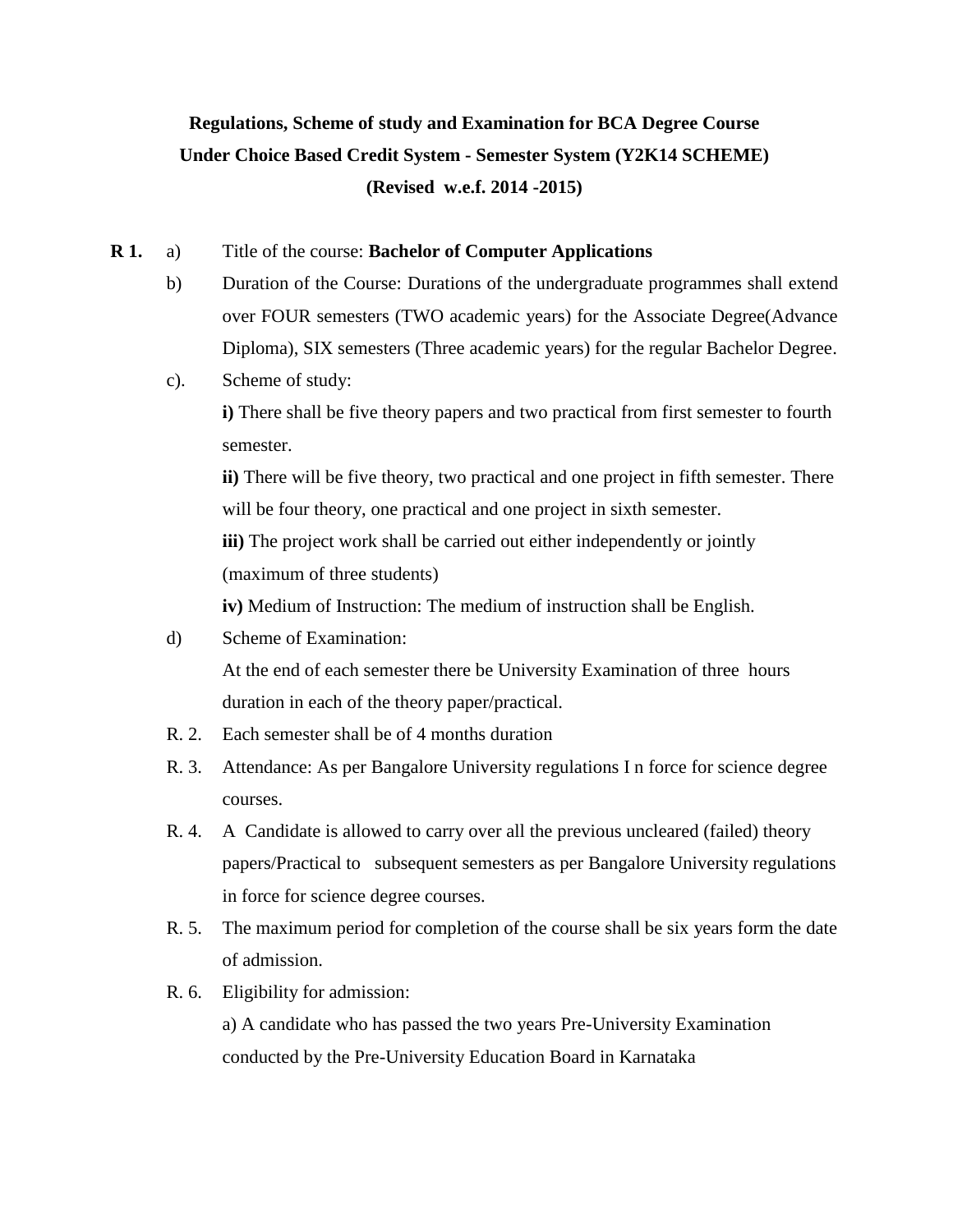**Regulations, Scheme of study and Examination for BCA Degree Course**
**Under Choice Based Credit System - Semester System (Y2K14 SCHEME)**
**(Revised w.e.f. 2014 -2015)**

**R 1.** a) Title of the course: **Bachelor of Computer Applications**

b) Duration of the Course: Durations of the undergraduate programmes shall extend over FOUR semesters (TWO academic years) for the Associate Degree(Advance Diploma), SIX semesters (Three academic years) for the regular Bachelor Degree.

c). Scheme of study:

**i)** There shall be five theory papers and two practical from first semester to fourth semester.

**ii)** There will be five theory, two practical and one project in fifth semester. There will be four theory, one practical and one project in sixth semester.

**iii)** The project work shall be carried out either independently or jointly (maximum of three students)

**iv)** Medium of Instruction: The medium of instruction shall be English.

d) Scheme of Examination:

At the end of each semester there be University Examination of three hours duration in each of the theory paper/practical.

R. 2. Each semester shall be of 4 months duration

R. 3. Attendance: As per Bangalore University regulations I n force for science degree courses.

R. 4. A Candidate is allowed to carry over all the previous uncleared (failed) theory papers/Practical to subsequent semesters as per Bangalore University regulations in force for science degree courses.

R. 5. The maximum period for completion of the course shall be six years form the date of admission.

R. 6. Eligibility for admission:

a) A candidate who has passed the two years Pre-University Examination conducted by the Pre-University Education Board in Karnataka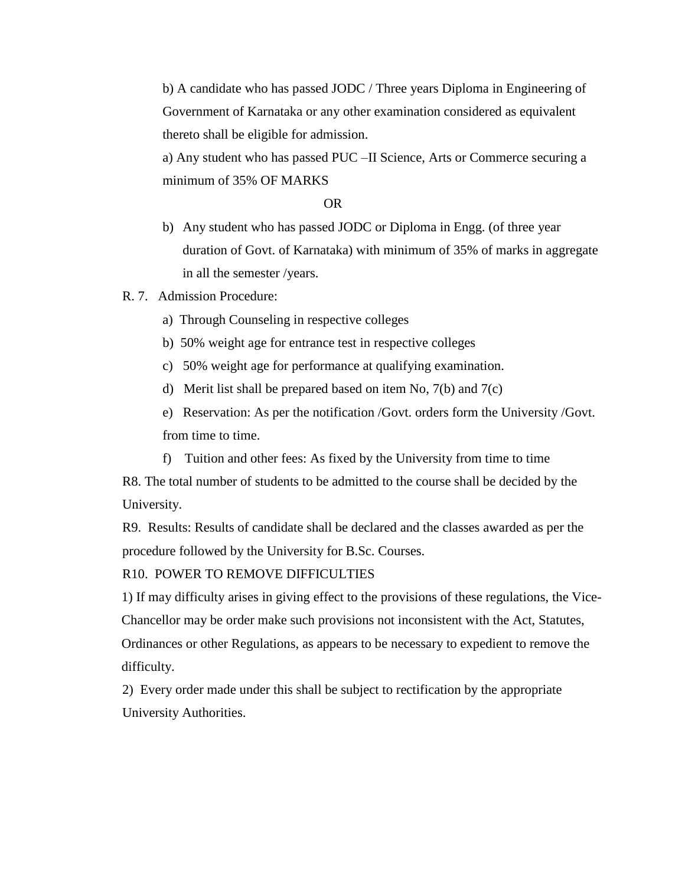b) A candidate who has passed JODC / Three years Diploma in Engineering of Government of Karnataka or any other examination considered as equivalent thereto shall be eligible for admission.

a) Any student who has passed PUC –II Science, Arts or Commerce securing a minimum of 35% OF MARKS

OR

b) Any student who has passed JODC or Diploma in Engg. (of three year duration of Govt. of Karnataka) with minimum of 35% of marks in aggregate in all the semester /years.

R. 7. Admission Procedure:

a) Through Counseling in respective colleges

b) 50% weight age for entrance test in respective colleges

c) 50% weight age for performance at qualifying examination.

d) Merit list shall be prepared based on item No, 7(b) and 7(c)

e) Reservation: As per the notification /Govt. orders form the University /Govt. from time to time.

f) Tuition and other fees: As fixed by the University from time to time

R8. The total number of students to be admitted to the course shall be decided by the University.

R9. Results: Results of candidate shall be declared and the classes awarded as per the procedure followed by the University for B.Sc. Courses.

R10. POWER TO REMOVE DIFFICULTIES

1) If may difficulty arises in giving effect to the provisions of these regulations, the Vice-Chancellor may be order make such provisions not inconsistent with the Act, Statutes, Ordinances or other Regulations, as appears to be necessary to expedient to remove the difficulty.

2) Every order made under this shall be subject to rectification by the appropriate University Authorities.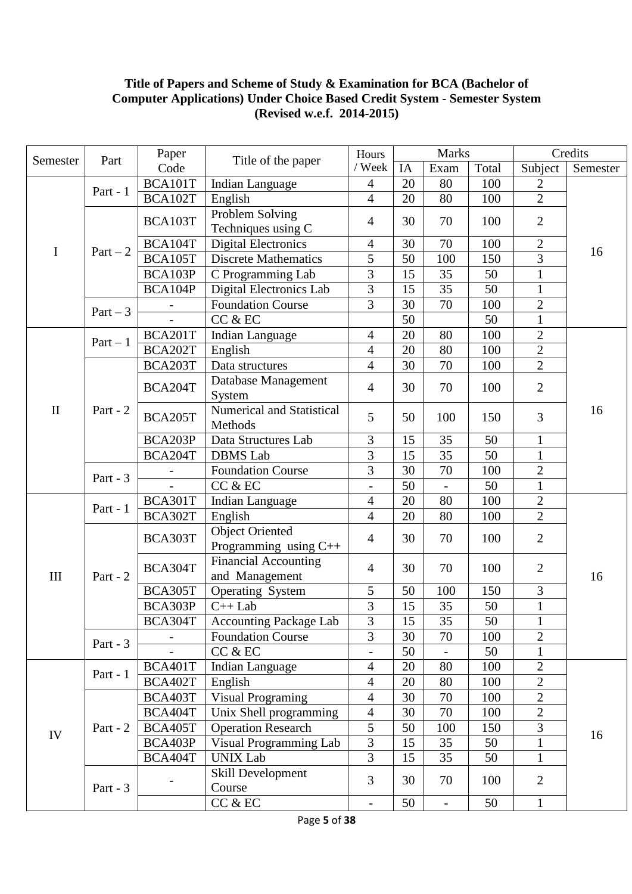**Title of Papers and Scheme of Study & Examination for BCA (Bachelor of Computer Applications) Under Choice Based Credit System - Semester System (Revised w.e.f. 2014-2015)**

| Semester | Part | Paper Code | Title of the paper | Hours / Week | Marks | | | Credits | |
|---|---|---|---|---|---|---|---|---|---|
| | | | | | IA | Exam | Total | Subject | Semester |
| I | Part - 1 | BCA101T | Indian Language | 4 | 20 | 80 | 100 | 2 | 16 |
| | | BCA102T | English | 4 | 20 | 80 | 100 | 2 | |
| | Part – 2 | BCA103T | Problem Solving Techniques using C | 4 | 30 | 70 | 100 | 2 | |
| | | BCA104T | Digital Electronics | 4 | 30 | 70 | 100 | 2 | |
| | | BCA105T | Discrete Mathematics | 5 | 50 | 100 | 150 | 3 | |
| | | BCA103P | C Programming Lab | 3 | 15 | 35 | 50 | 1 | |
| | | BCA104P | Digital Electronics Lab | 3 | 15 | 35 | 50 | 1 | |
| | Part – 3 | - | Foundation Course | 3 | 30 | 70 | 100 | 2 | |
| | | - | CC & EC | | 50 | | 50 | 1 | |
| II | Part – 1 | BCA201T | Indian Language | 4 | 20 | 80 | 100 | 2 | 16 |
| | | BCA202T | English | 4 | 20 | 80 | 100 | 2 | |
| | Part - 2 | BCA203T | Data structures | 4 | 30 | 70 | 100 | 2 | |
| | | BCA204T | Database Management System | 4 | 30 | 70 | 100 | 2 | |
| | | BCA205T | Numerical and Statistical Methods | 5 | 50 | 100 | 150 | 3 | |
| | | BCA203P | Data Structures Lab | 3 | 15 | 35 | 50 | 1 | |
| | | BCA204T | DBMS Lab | 3 | 15 | 35 | 50 | 1 | |
| | Part - 3 | - | Foundation Course | 3 | 30 | 70 | 100 | 2 | |
| | | - | CC & EC | - | 50 | - | 50 | 1 | |
| III | Part - 1 | BCA301T | Indian Language | 4 | 20 | 80 | 100 | 2 | 16 |
| | | BCA302T | English | 4 | 20 | 80 | 100 | 2 | |
| | Part - 2 | BCA303T | Object Oriented Programming using C++ | 4 | 30 | 70 | 100 | 2 | |
| | | BCA304T | Financial Accounting and Management | 4 | 30 | 70 | 100 | 2 | |
| | | BCA305T | Operating System | 5 | 50 | 100 | 150 | 3 | |
| | | BCA303P | C++ Lab | 3 | 15 | 35 | 50 | 1 | |
| | | BCA304T | Accounting Package Lab | 3 | 15 | 35 | 50 | 1 | |
| | Part - 3 | - | Foundation Course | 3 | 30 | 70 | 100 | 2 | |
| | | - | CC & EC | - | 50 | - | 50 | 1 | |
| IV | Part - 1 | BCA401T | Indian Language | 4 | 20 | 80 | 100 | 2 | 16 |
| | | BCA402T | English | 4 | 20 | 80 | 100 | 2 | |
| | Part - 2 | BCA403T | Visual Programing | 4 | 30 | 70 | 100 | 2 | |
| | | BCA404T | Unix Shell programming | 4 | 30 | 70 | 100 | 2 | |
| | | BCA405T | Operation Research | 5 | 50 | 100 | 150 | 3 | |
| | | BCA403P | Visual Programming Lab | 3 | 15 | 35 | 50 | 1 | |
| | | BCA404T | UNIX Lab | 3 | 15 | 35 | 50 | 1 | |
| | Part - 3 | - | Skill Development Course | 3 | 30 | 70 | 100 | 2 | |
| | | | CC & EC | - | 50 | - | 50 | 1 | |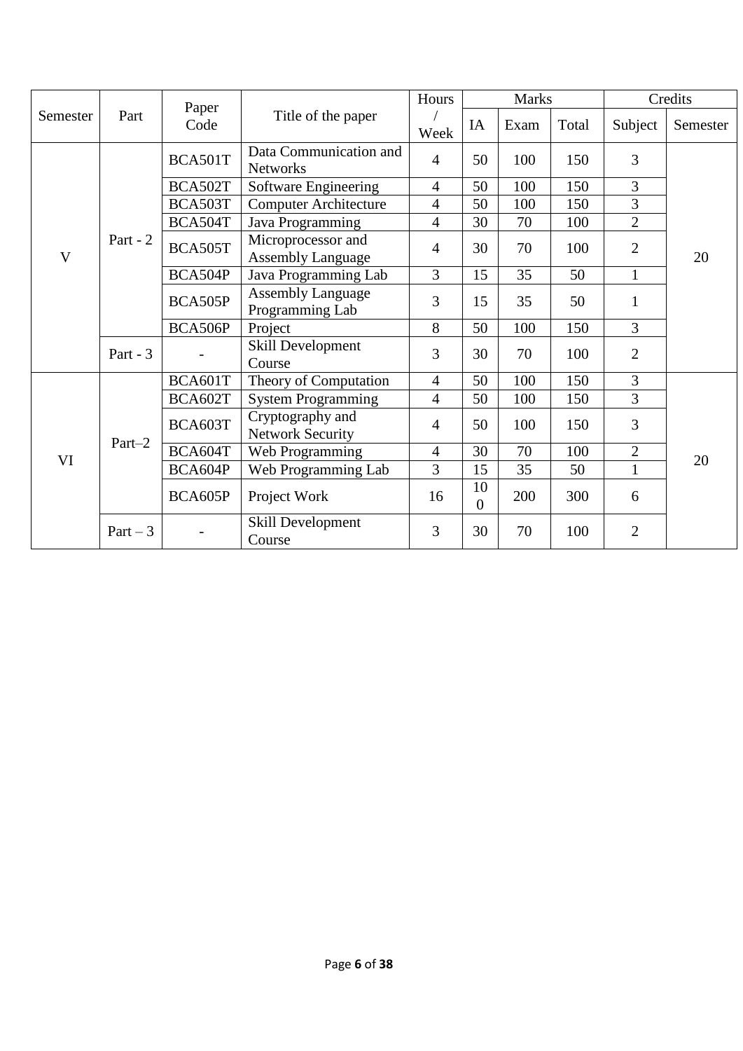| Semester | Part | Paper Code | Title of the paper | Hours / Week | Marks | | | Credits | |
|---|---|---|---|---|---|---|---|---|---|
| | | | | | IA | Exam | Total | Subject | Semester |
| V | Part - 2 | BCA501T | Data Communication and Networks | 4 | 50 | 100 | 150 | 3 | 20 |
| | | BCA502T | Software Engineering | 4 | 50 | 100 | 150 | 3 | |
| | | BCA503T | Computer Architecture | 4 | 50 | 100 | 150 | 3 | |
| | | BCA504T | Java Programming | 4 | 30 | 70 | 100 | 2 | |
| | | BCA505T | Microprocessor and Assembly Language | 4 | 30 | 70 | 100 | 2 | |
| | | BCA504P | Java Programming Lab | 3 | 15 | 35 | 50 | 1 | |
| | | BCA505P | Assembly Language Programming Lab | 3 | 15 | 35 | 50 | 1 | |
| | | BCA506P | Project | 8 | 50 | 100 | 150 | 3 | |
| | Part - 3 | - | Skill Development Course | 3 | 30 | 70 | 100 | 2 | |
| VI | Part–2 | BCA601T | Theory of Computation | 4 | 50 | 100 | 150 | 3 | 20 |
| | | BCA602T | System Programming | 4 | 50 | 100 | 150 | 3 | |
| | | BCA603T | Cryptography and Network Security | 4 | 50 | 100 | 150 | 3 | |
| | | BCA604T | Web Programming | 4 | 30 | 70 | 100 | 2 | |
| | | BCA604P | Web Programming Lab | 3 | 15 | 35 | 50 | 1 | |
| | | BCA605P | Project Work | 16 | 100 | 200 | 300 | 6 | |
| | Part – 3 | - | Skill Development Course | 3 | 30 | 70 | 100 | 2 | |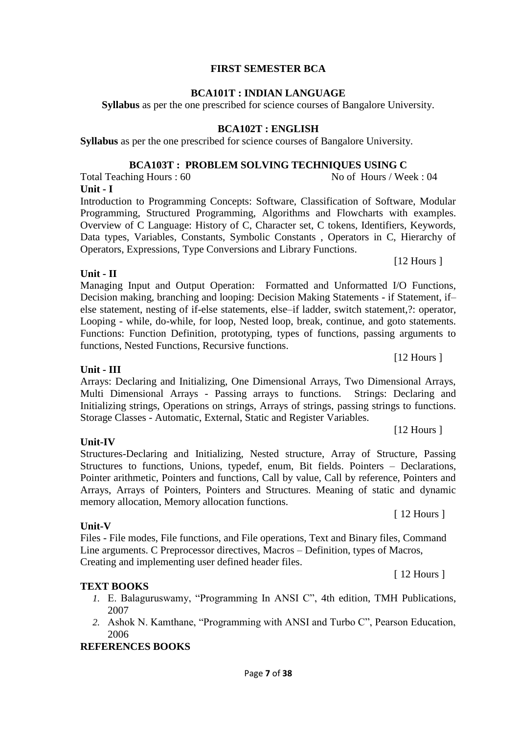## FIRST SEMESTER BCA

### BCA101T : INDIAN LANGUAGE

**Syllabus** as per the one prescribed for science courses of Bangalore University.

### BCA102T : ENGLISH

**Syllabus** as per the one prescribed for science courses of Bangalore University.

### BCA103T : PROBLEM SOLVING TECHNIQUES USING C

Total Teaching Hours : 60 No of Hours / Week : 04

**Unit - I**

Introduction to Programming Concepts: Software, Classification of Software, Modular Programming, Structured Programming, Algorithms and Flowcharts with examples. Overview of C Language: History of C, Character set, C tokens, Identifiers, Keywords, Data types, Variables, Constants, Symbolic Constants , Operators in C, Hierarchy of Operators, Expressions, Type Conversions and Library Functions.

[12 Hours ]

**Unit - II**

Managing Input and Output Operation: Formatted and Unformatted I/O Functions, Decision making, branching and looping: Decision Making Statements - if Statement, if–else statement, nesting of if-else statements, else–if ladder, switch statement,?: operator, Looping - while, do-while, for loop, Nested loop, break, continue, and goto statements. Functions: Function Definition, prototyping, types of functions, passing arguments to functions, Nested Functions, Recursive functions.

[12 Hours ]

**Unit - III**

Arrays: Declaring and Initializing, One Dimensional Arrays, Two Dimensional Arrays, Multi Dimensional Arrays - Passing arrays to functions. Strings: Declaring and Initializing strings, Operations on strings, Arrays of strings, passing strings to functions. Storage Classes - Automatic, External, Static and Register Variables.

[12 Hours ]

**Unit-IV**

Structures-Declaring and Initializing, Nested structure, Array of Structure, Passing Structures to functions, Unions, typedef, enum, Bit fields. Pointers – Declarations, Pointer arithmetic, Pointers and functions, Call by value, Call by reference, Pointers and Arrays, Arrays of Pointers, Pointers and Structures. Meaning of static and dynamic memory allocation, Memory allocation functions.

[ 12 Hours ]

**Unit-V**

Files - File modes, File functions, and File operations, Text and Binary files, Command Line arguments. C Preprocessor directives, Macros – Definition, types of Macros, Creating and implementing user defined header files.

[ 12 Hours ]

**TEXT BOOKS**

1. E. Balaguruswamy, "Programming In ANSI C", 4th edition, TMH Publications, 2007
2. Ashok N. Kamthane, "Programming with ANSI and Turbo C", Pearson Education, 2006

**REFERENCES BOOKS**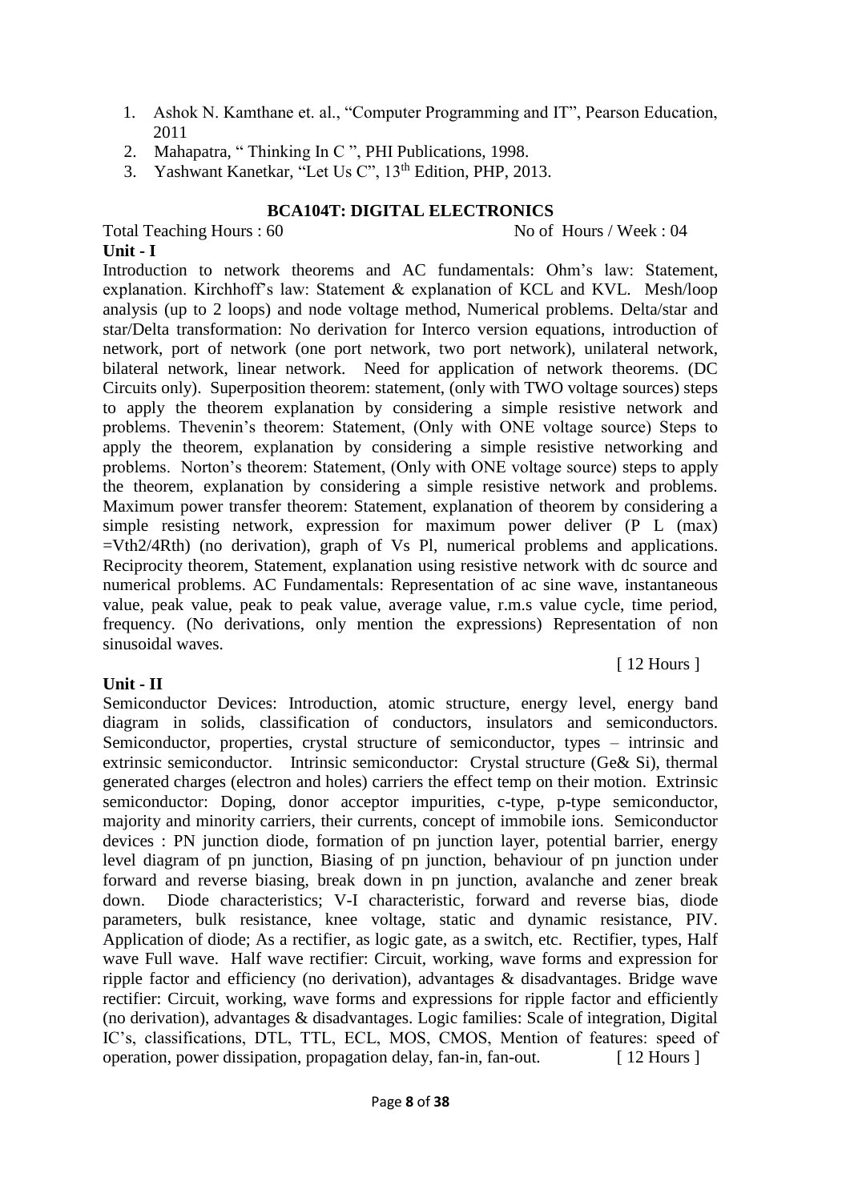1. Ashok N. Kamthane et. al., "Computer Programming and IT", Pearson Education, 2011
2. Mahapatra, " Thinking In C ", PHI Publications, 1998.
3. Yashwant Kanetkar, "Let Us C", 13th Edition, PHP, 2013.

## BCA104T: DIGITAL ELECTRONICS

Total Teaching Hours : 60 No of Hours / Week : 04

**Unit - I**

Introduction to network theorems and AC fundamentals: Ohm's law: Statement, explanation. Kirchhoff's law: Statement & explanation of KCL and KVL. Mesh/loop analysis (up to 2 loops) and node voltage method, Numerical problems. Delta/star and star/Delta transformation: No derivation for Interco version equations, introduction of network, port of network (one port network, two port network), unilateral network, bilateral network, linear network. Need for application of network theorems. (DC Circuits only). Superposition theorem: statement, (only with TWO voltage sources) steps to apply the theorem explanation by considering a simple resistive network and problems. Thevenin's theorem: Statement, (Only with ONE voltage source) Steps to apply the theorem, explanation by considering a simple resistive networking and problems. Norton's theorem: Statement, (Only with ONE voltage source) steps to apply the theorem, explanation by considering a simple resistive network and problems. Maximum power transfer theorem: Statement, explanation of theorem by considering a simple resisting network, expression for maximum power deliver (P L (max) =Vth2/4Rth) (no derivation), graph of Vs Pl, numerical problems and applications. Reciprocity theorem, Statement, explanation using resistive network with dc source and numerical problems. AC Fundamentals: Representation of ac sine wave, instantaneous value, peak value, peak to peak value, average value, r.m.s value cycle, time period, frequency. (No derivations, only mention the expressions) Representation of non sinusoidal waves.

[ 12 Hours ]

**Unit - II**

Semiconductor Devices: Introduction, atomic structure, energy level, energy band diagram in solids, classification of conductors, insulators and semiconductors. Semiconductor, properties, crystal structure of semiconductor, types – intrinsic and extrinsic semiconductor. Intrinsic semiconductor: Crystal structure (Ge& Si), thermal generated charges (electron and holes) carriers the effect temp on their motion. Extrinsic semiconductor: Doping, donor acceptor impurities, c-type, p-type semiconductor, majority and minority carriers, their currents, concept of immobile ions. Semiconductor devices : PN junction diode, formation of pn junction layer, potential barrier, energy level diagram of pn junction, Biasing of pn junction, behaviour of pn junction under forward and reverse biasing, break down in pn junction, avalanche and zener break down. Diode characteristics; V-I characteristic, forward and reverse bias, diode parameters, bulk resistance, knee voltage, static and dynamic resistance, PIV. Application of diode; As a rectifier, as logic gate, as a switch, etc. Rectifier, types, Half wave Full wave. Half wave rectifier: Circuit, working, wave forms and expression for ripple factor and efficiency (no derivation), advantages & disadvantages. Bridge wave rectifier: Circuit, working, wave forms and expressions for ripple factor and efficiently (no derivation), advantages & disadvantages. Logic families: Scale of integration, Digital IC's, classifications, DTL, TTL, ECL, MOS, CMOS, Mention of features: speed of operation, power dissipation, propagation delay, fan-in, fan-out. [ 12 Hours ]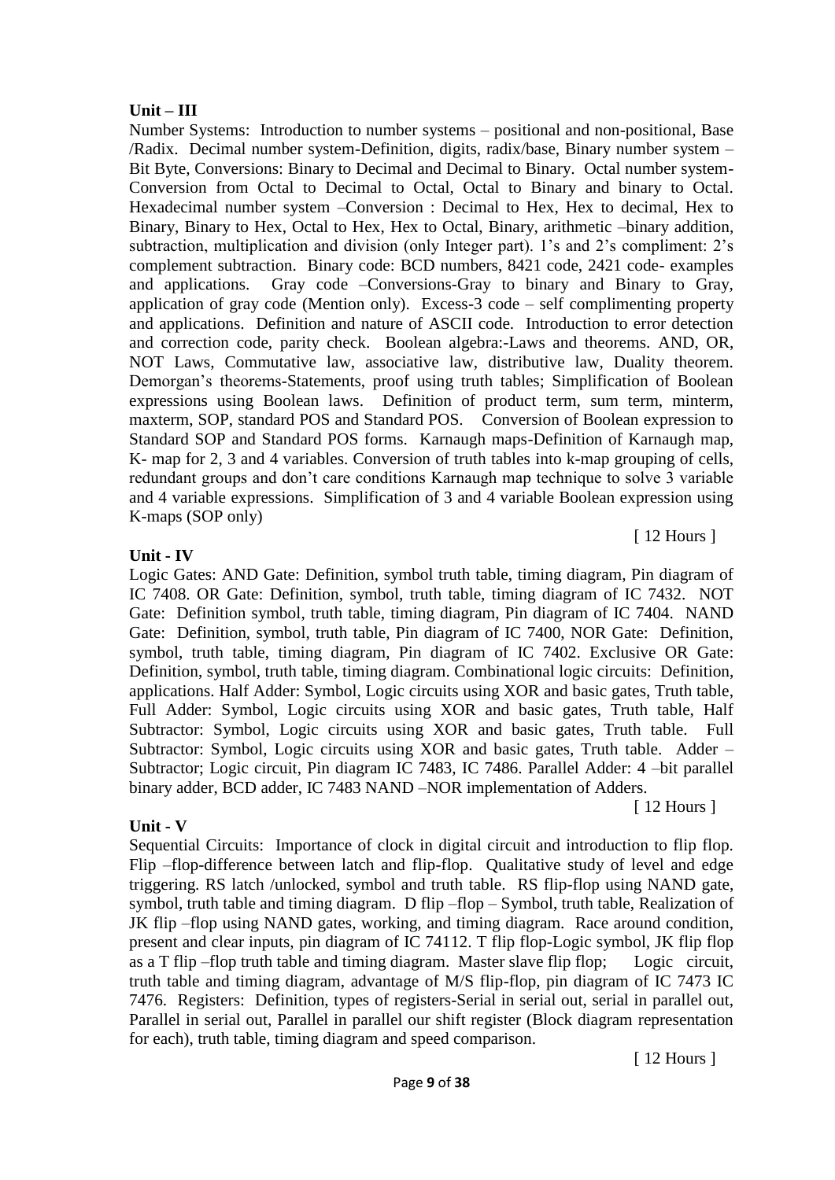**Unit – III**

Number Systems: Introduction to number systems – positional and non-positional, Base /Radix. Decimal number system-Definition, digits, radix/base, Binary number system – Bit Byte, Conversions: Binary to Decimal and Decimal to Binary. Octal number system-Conversion from Octal to Decimal to Octal, Octal to Binary and binary to Octal. Hexadecimal number system –Conversion : Decimal to Hex, Hex to decimal, Hex to Binary, Binary to Hex, Octal to Hex, Hex to Octal, Binary, arithmetic –binary addition, subtraction, multiplication and division (only Integer part). 1's and 2's compliment: 2's complement subtraction. Binary code: BCD numbers, 8421 code, 2421 code- examples and applications. Gray code –Conversions-Gray to binary and Binary to Gray, application of gray code (Mention only). Excess-3 code – self complimenting property and applications. Definition and nature of ASCII code. Introduction to error detection and correction code, parity check. Boolean algebra:-Laws and theorems. AND, OR, NOT Laws, Commutative law, associative law, distributive law, Duality theorem. Demorgan's theorems-Statements, proof using truth tables; Simplification of Boolean expressions using Boolean laws. Definition of product term, sum term, minterm, maxterm, SOP, standard POS and Standard POS. Conversion of Boolean expression to Standard SOP and Standard POS forms. Karnaugh maps-Definition of Karnaugh map, K- map for 2, 3 and 4 variables. Conversion of truth tables into k-map grouping of cells, redundant groups and don't care conditions Karnaugh map technique to solve 3 variable and 4 variable expressions. Simplification of 3 and 4 variable Boolean expression using K-maps (SOP only)

[ 12 Hours ]

**Unit - IV**

Logic Gates: AND Gate: Definition, symbol truth table, timing diagram, Pin diagram of IC 7408. OR Gate: Definition, symbol, truth table, timing diagram of IC 7432. NOT Gate: Definition symbol, truth table, timing diagram, Pin diagram of IC 7404. NAND Gate: Definition, symbol, truth table, Pin diagram of IC 7400, NOR Gate: Definition, symbol, truth table, timing diagram, Pin diagram of IC 7402. Exclusive OR Gate: Definition, symbol, truth table, timing diagram. Combinational logic circuits: Definition, applications. Half Adder: Symbol, Logic circuits using XOR and basic gates, Truth table, Full Adder: Symbol, Logic circuits using XOR and basic gates, Truth table, Half Subtractor: Symbol, Logic circuits using XOR and basic gates, Truth table. Full Subtractor: Symbol, Logic circuits using XOR and basic gates, Truth table. Adder – Subtractor; Logic circuit, Pin diagram IC 7483, IC 7486. Parallel Adder: 4 –bit parallel binary adder, BCD adder, IC 7483 NAND –NOR implementation of Adders.

[ 12 Hours ]

**Unit - V**

Sequential Circuits: Importance of clock in digital circuit and introduction to flip flop. Flip –flop-difference between latch and flip-flop. Qualitative study of level and edge triggering. RS latch /unlocked, symbol and truth table. RS flip-flop using NAND gate, symbol, truth table and timing diagram. D flip –flop – Symbol, truth table, Realization of JK flip –flop using NAND gates, working, and timing diagram. Race around condition, present and clear inputs, pin diagram of IC 74112. T flip flop-Logic symbol, JK flip flop as a T flip –flop truth table and timing diagram. Master slave flip flop; Logic circuit, truth table and timing diagram, advantage of M/S flip-flop, pin diagram of IC 7473 IC 7476. Registers: Definition, types of registers-Serial in serial out, serial in parallel out, Parallel in serial out, Parallel in parallel our shift register (Block diagram representation for each), truth table, timing diagram and speed comparison.

[ 12 Hours ]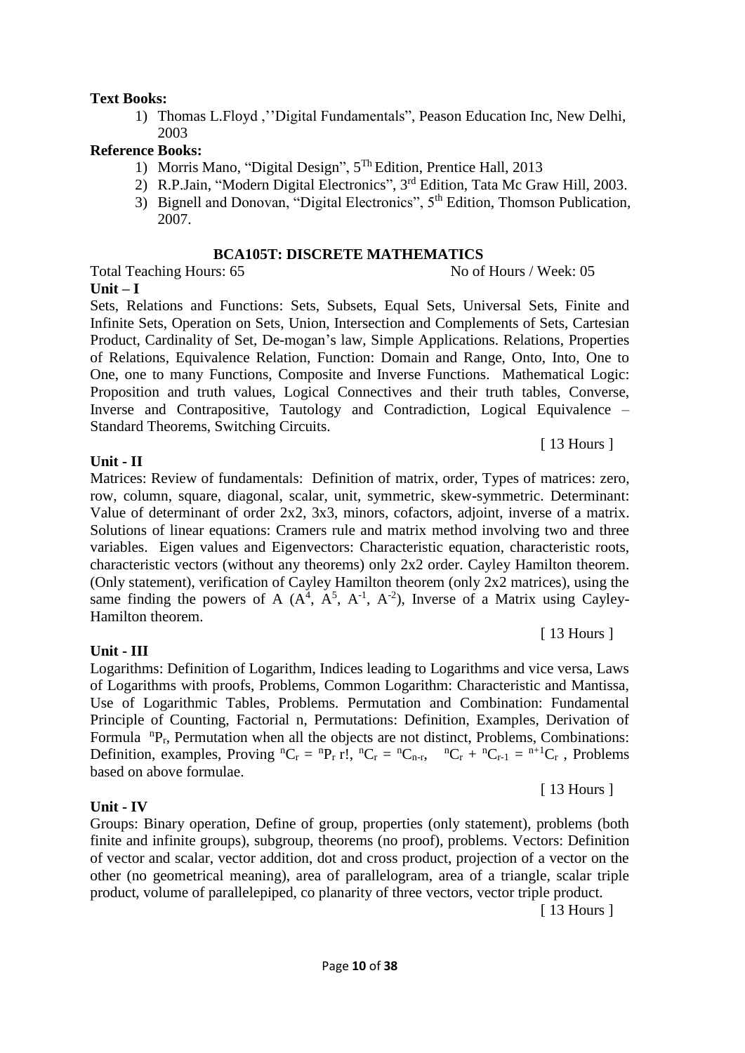**Text Books:**

1) Thomas L.Floyd ,''Digital Fundamentals", Peason Education Inc, New Delhi, 2003

**Reference Books:**

1) Morris Mano, "Digital Design", $5^{Th}$ Edition, Prentice Hall, 2013
2) R.P.Jain, "Modern Digital Electronics", $3^{rd}$ Edition, Tata Mc Graw Hill, 2003.
3) Bignell and Donovan, "Digital Electronics", $5^{th}$ Edition, Thomson Publication, 2007.

## BCA105T: DISCRETE MATHEMATICS

Total Teaching Hours: 65 No of Hours / Week: 05

**Unit – I**

Sets, Relations and Functions: Sets, Subsets, Equal Sets, Universal Sets, Finite and Infinite Sets, Operation on Sets, Union, Intersection and Complements of Sets, Cartesian Product, Cardinality of Set, De-mogan's law, Simple Applications. Relations, Properties of Relations, Equivalence Relation, Function: Domain and Range, Onto, Into, One to One, one to many Functions, Composite and Inverse Functions. Mathematical Logic: Proposition and truth values, Logical Connectives and their truth tables, Converse, Inverse and Contrapositive, Tautology and Contradiction, Logical Equivalence – Standard Theorems, Switching Circuits.

[ 13 Hours ]

**Unit - II**

Matrices: Review of fundamentals: Definition of matrix, order, Types of matrices: zero, row, column, square, diagonal, scalar, unit, symmetric, skew-symmetric. Determinant: Value of determinant of order 2x2, 3x3, minors, cofactors, adjoint, inverse of a matrix. Solutions of linear equations: Cramers rule and matrix method involving two and three variables. Eigen values and Eigenvectors: Characteristic equation, characteristic roots, characteristic vectors (without any theorems) only 2x2 order. Cayley Hamilton theorem. (Only statement), verification of Cayley Hamilton theorem (only 2x2 matrices), using the same finding the powers of A ($A^4$, $A^5$, $A^{-1}$, $A^{-2}$), Inverse of a Matrix using Cayley-Hamilton theorem.

[ 13 Hours ]

**Unit - III**

Logarithms: Definition of Logarithm, Indices leading to Logarithms and vice versa, Laws of Logarithms with proofs, Problems, Common Logarithm: Characteristic and Mantissa, Use of Logarithmic Tables, Problems. Permutation and Combination: Fundamental Principle of Counting, Factorial n, Permutations: Definition, Examples, Derivation of Formula ${}^{n}P_{r}$, Permutation when all the objects are not distinct, Problems, Combinations: Definition, examples, Proving ${}^{n}C_{r} = {}^{n}P_{r}\, r!$, ${}^{n}C_{r} = {}^{n}C_{n-r}$, ${}^{n}C_{r} + {}^{n}C_{r-1} = {}^{n+1}C_{r}$ , Problems based on above formulae.

[ 13 Hours ]

**Unit - IV**

Groups: Binary operation, Define of group, properties (only statement), problems (both finite and infinite groups), subgroup, theorems (no proof), problems. Vectors: Definition of vector and scalar, vector addition, dot and cross product, projection of a vector on the other (no geometrical meaning), area of parallelogram, area of a triangle, scalar triple product, volume of parallelepiped, co planarity of three vectors, vector triple product.

[ 13 Hours ]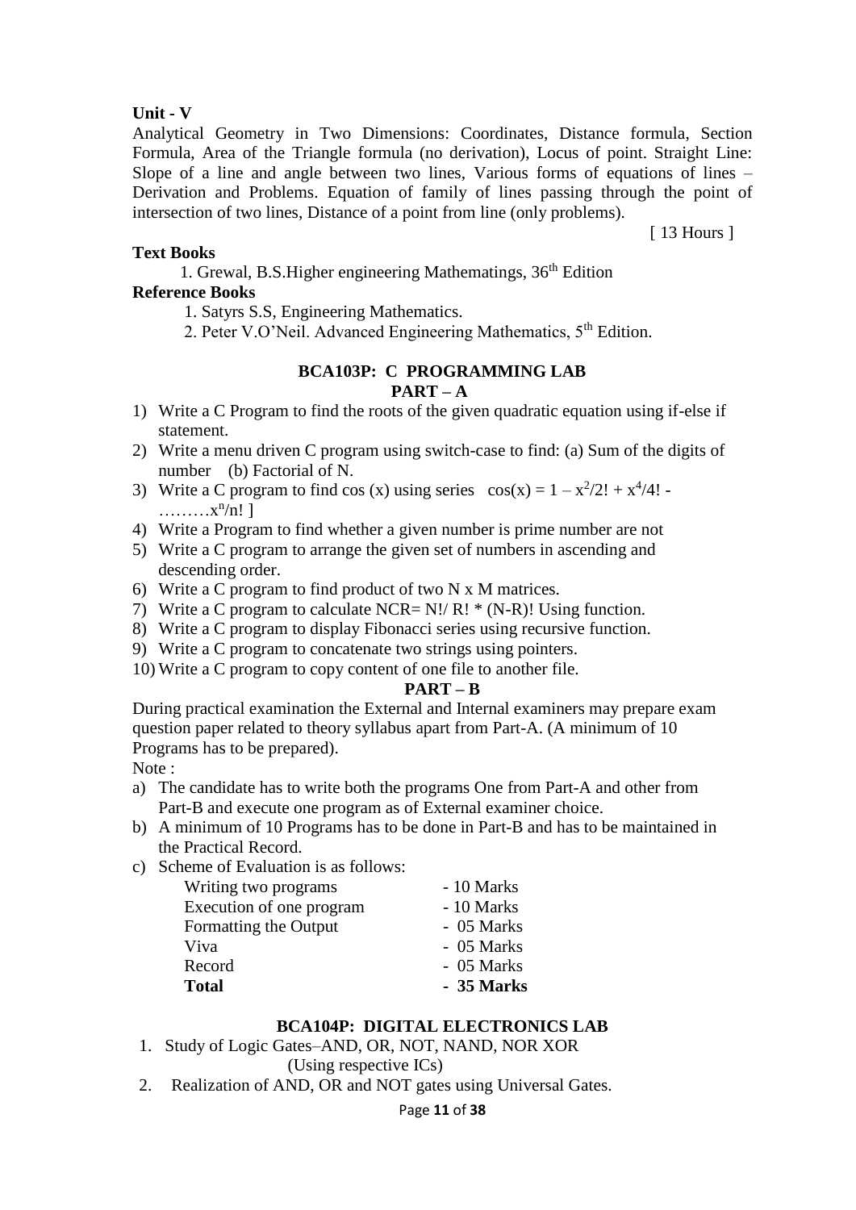**Unit - V**

Analytical Geometry in Two Dimensions: Coordinates, Distance formula, Section Formula, Area of the Triangle formula (no derivation), Locus of point. Straight Line: Slope of a line and angle between two lines, Various forms of equations of lines – Derivation and Problems. Equation of family of lines passing through the point of intersection of two lines, Distance of a point from line (only problems).

[ 13 Hours ]

**Text Books**

1. Grewal, B.S.Higher engineering Mathematings, 36th Edition

**Reference Books**

1. Satyrs S.S, Engineering Mathematics.
2. Peter V.O'Neil. Advanced Engineering Mathematics, 5th Edition.

## BCA103P: C PROGRAMMING LAB

### PART – A

1) Write a C Program to find the roots of the given quadratic equation using if-else if statement.
2) Write a menu driven C program using switch-case to find: (a) Sum of the digits of number (b) Factorial of N.
3) Write a C program to find cos (x) using series $\cos(x) = 1 - x^2/2! + x^4/4! - \ldots\ldots\ldots x^n/n!$ ]
4) Write a Program to find whether a given number is prime number are not
5) Write a C program to arrange the given set of numbers in ascending and descending order.
6) Write a C program to find product of two N x M matrices.
7) Write a C program to calculate NCR= N!/ R! * (N-R)! Using function.
8) Write a C program to display Fibonacci series using recursive function.
9) Write a C program to concatenate two strings using pointers.
10) Write a C program to copy content of one file to another file.

### PART – B

During practical examination the External and Internal examiners may prepare exam question paper related to theory syllabus apart from Part-A. (A minimum of 10 Programs has to be prepared).

Note :

a) The candidate has to write both the programs One from Part-A and other from Part-B and execute one program as of External examiner choice.
b) A minimum of 10 Programs has to be done in Part-B and has to be maintained in the Practical Record.
c) Scheme of Evaluation is as follows:

| | |
|---|---|
| Writing two programs | - 10 Marks |
| Execution of one program | - 10 Marks |
| Formatting the Output | - 05 Marks |
| Viva | - 05 Marks |
| Record | - 05 Marks |
| **Total** | **- 35 Marks** |

## BCA104P: DIGITAL ELECTRONICS LAB

1. Study of Logic Gates–AND, OR, NOT, NAND, NOR XOR (Using respective ICs)
2. Realization of AND, OR and NOT gates using Universal Gates.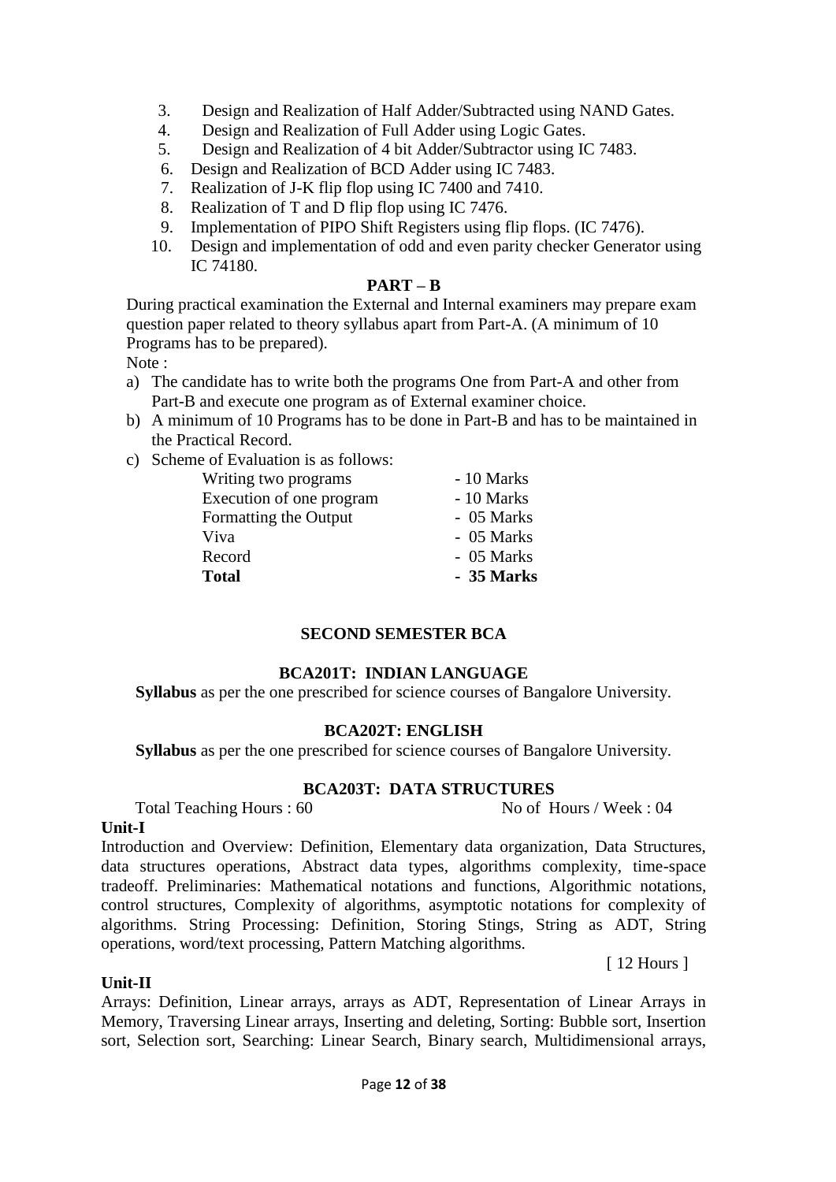3. Design and Realization of Half Adder/Subtracted using NAND Gates.
4. Design and Realization of Full Adder using Logic Gates.
5. Design and Realization of 4 bit Adder/Subtractor using IC 7483.
6. Design and Realization of BCD Adder using IC 7483.
7. Realization of J-K flip flop using IC 7400 and 7410.
8. Realization of T and D flip flop using IC 7476.
9. Implementation of PIPO Shift Registers using flip flops. (IC 7476).
10. Design and implementation of odd and even parity checker Generator using IC 74180.

**PART – B**

During practical examination the External and Internal examiners may prepare exam question paper related to theory syllabus apart from Part-A. (A minimum of 10 Programs has to be prepared).

Note :

a) The candidate has to write both the programs One from Part-A and other from Part-B and execute one program as of External examiner choice.
b) A minimum of 10 Programs has to be done in Part-B and has to be maintained in the Practical Record.
c) Scheme of Evaluation is as follows:

| | |
|---|---|
| Writing two programs | - 10 Marks |
| Execution of one program | - 10 Marks |
| Formatting the Output | - 05 Marks |
| Viva | - 05 Marks |
| Record | - 05 Marks |
| **Total** | **- 35 Marks** |

## SECOND SEMESTER BCA

### BCA201T: INDIAN LANGUAGE

**Syllabus** as per the one prescribed for science courses of Bangalore University.

### BCA202T: ENGLISH

**Syllabus** as per the one prescribed for science courses of Bangalore University.

### BCA203T: DATA STRUCTURES

Total Teaching Hours : 60 No of Hours / Week : 04

**Unit-I**

Introduction and Overview: Definition, Elementary data organization, Data Structures, data structures operations, Abstract data types, algorithms complexity, time-space tradeoff. Preliminaries: Mathematical notations and functions, Algorithmic notations, control structures, Complexity of algorithms, asymptotic notations for complexity of algorithms. String Processing: Definition, Storing Stings, String as ADT, String operations, word/text processing, Pattern Matching algorithms.

[ 12 Hours ]

**Unit-II**

Arrays: Definition, Linear arrays, arrays as ADT, Representation of Linear Arrays in Memory, Traversing Linear arrays, Inserting and deleting, Sorting: Bubble sort, Insertion sort, Selection sort, Searching: Linear Search, Binary search, Multidimensional arrays,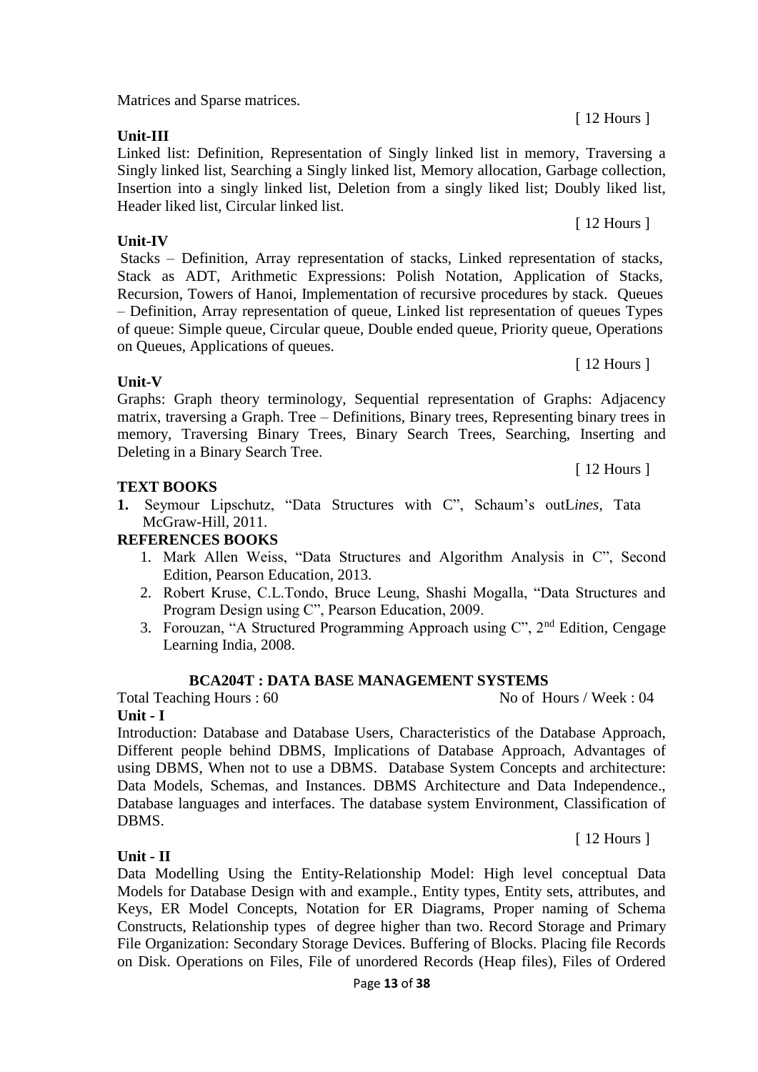Matrices and Sparse matrices.

[ 12 Hours ]

**Unit-III**

Linked list: Definition, Representation of Singly linked list in memory, Traversing a Singly linked list, Searching a Singly linked list, Memory allocation, Garbage collection, Insertion into a singly linked list, Deletion from a singly liked list; Doubly liked list, Header liked list, Circular linked list.

[ 12 Hours ]

**Unit-IV**

Stacks – Definition, Array representation of stacks, Linked representation of stacks, Stack as ADT, Arithmetic Expressions: Polish Notation, Application of Stacks, Recursion, Towers of Hanoi, Implementation of recursive procedures by stack. Queues – Definition, Array representation of queue, Linked list representation of queues Types of queue: Simple queue, Circular queue, Double ended queue, Priority queue, Operations on Queues, Applications of queues.

[ 12 Hours ]

**Unit-V**

Graphs: Graph theory terminology, Sequential representation of Graphs: Adjacency matrix, traversing a Graph. Tree – Definitions, Binary trees, Representing binary trees in memory, Traversing Binary Trees, Binary Search Trees, Searching, Inserting and Deleting in a Binary Search Tree.

[ 12 Hours ]

**TEXT BOOKS**

1. Seymour Lipschutz, "Data Structures with C", Schaum's outL*ines*, Tata McGraw-Hill, 2011.

**REFERENCES BOOKS**

1. Mark Allen Weiss, "Data Structures and Algorithm Analysis in C", Second Edition, Pearson Education, 2013.
2. Robert Kruse, C.L.Tondo, Bruce Leung, Shashi Mogalla, "Data Structures and Program Design using C", Pearson Education, 2009.
3. Forouzan, "A Structured Programming Approach using C", 2nd Edition, Cengage Learning India, 2008.

## BCA204T : DATA BASE MANAGEMENT SYSTEMS

Total Teaching Hours : 60 &nbsp;&nbsp;&nbsp;&nbsp;&nbsp;&nbsp;&nbsp;&nbsp; No of Hours / Week : 04

**Unit - I**

Introduction: Database and Database Users, Characteristics of the Database Approach, Different people behind DBMS, Implications of Database Approach, Advantages of using DBMS, When not to use a DBMS. Database System Concepts and architecture: Data Models, Schemas, and Instances. DBMS Architecture and Data Independence., Database languages and interfaces. The database system Environment, Classification of DBMS.

[ 12 Hours ]

**Unit - II**

Data Modelling Using the Entity-Relationship Model: High level conceptual Data Models for Database Design with and example., Entity types, Entity sets, attributes, and Keys, ER Model Concepts, Notation for ER Diagrams, Proper naming of Schema Constructs, Relationship types of degree higher than two. Record Storage and Primary File Organization: Secondary Storage Devices. Buffering of Blocks. Placing file Records on Disk. Operations on Files, File of unordered Records (Heap files), Files of Ordered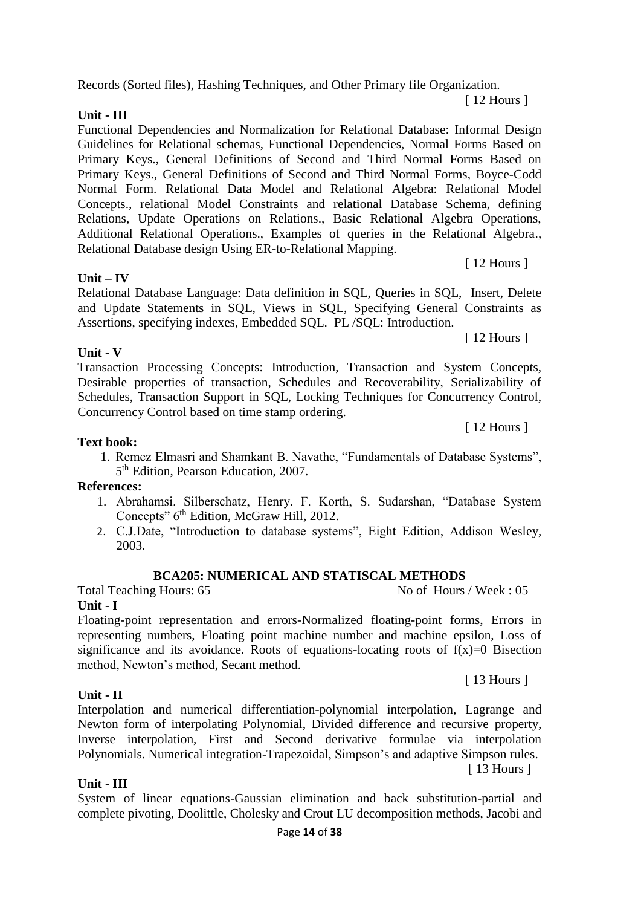Records (Sorted files), Hashing Techniques, and Other Primary file Organization.

[ 12 Hours ]

**Unit - III**

Functional Dependencies and Normalization for Relational Database: Informal Design Guidelines for Relational schemas, Functional Dependencies, Normal Forms Based on Primary Keys., General Definitions of Second and Third Normal Forms Based on Primary Keys., General Definitions of Second and Third Normal Forms, Boyce-Codd Normal Form. Relational Data Model and Relational Algebra: Relational Model Concepts., relational Model Constraints and relational Database Schema, defining Relations, Update Operations on Relations., Basic Relational Algebra Operations, Additional Relational Operations., Examples of queries in the Relational Algebra., Relational Database design Using ER-to-Relational Mapping.

[ 12 Hours ]

**Unit – IV**

Relational Database Language: Data definition in SQL, Queries in SQL, Insert, Delete and Update Statements in SQL, Views in SQL, Specifying General Constraints as Assertions, specifying indexes, Embedded SQL. PL /SQL: Introduction.

[ 12 Hours ]

**Unit - V**

Transaction Processing Concepts: Introduction, Transaction and System Concepts, Desirable properties of transaction, Schedules and Recoverability, Serializability of Schedules, Transaction Support in SQL, Locking Techniques for Concurrency Control, Concurrency Control based on time stamp ordering.

[ 12 Hours ]

**Text book:**

1. Remez Elmasri and Shamkant B. Navathe, "Fundamentals of Database Systems", 5th Edition, Pearson Education, 2007.

**References:**

1. Abrahamsi. Silberschatz, Henry. F. Korth, S. Sudarshan, "Database System Concepts" 6th Edition, McGraw Hill, 2012.
2. C.J.Date, "Introduction to database systems", Eight Edition, Addison Wesley, 2003.

## BCA205: NUMERICAL AND STATISCAL METHODS

Total Teaching Hours: 65 No of Hours / Week : 05

**Unit - I**

Floating-point representation and errors-Normalized floating-point forms, Errors in representing numbers, Floating point machine number and machine epsilon, Loss of significance and its avoidance. Roots of equations-locating roots of $f(x)=0$ Bisection method, Newton's method, Secant method.

[ 13 Hours ]

**Unit - II**

Interpolation and numerical differentiation-polynomial interpolation, Lagrange and Newton form of interpolating Polynomial, Divided difference and recursive property, Inverse interpolation, First and Second derivative formulae via interpolation Polynomials. Numerical integration-Trapezoidal, Simpson's and adaptive Simpson rules.

[ 13 Hours ]

**Unit - III**

System of linear equations-Gaussian elimination and back substitution-partial and complete pivoting, Doolittle, Cholesky and Crout LU decomposition methods, Jacobi and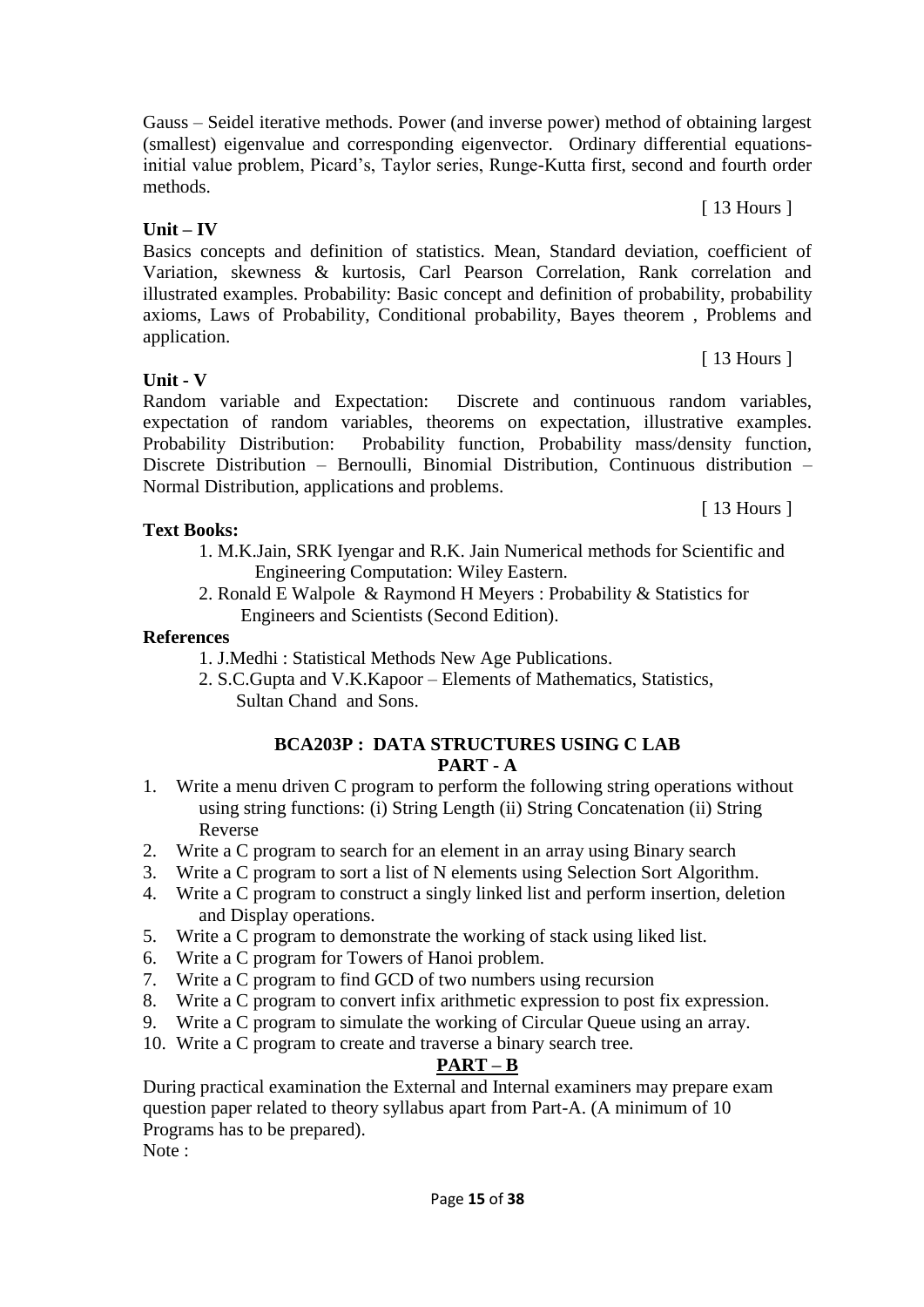Gauss – Seidel iterative methods. Power (and inverse power) method of obtaining largest (smallest) eigenvalue and corresponding eigenvector. Ordinary differential equations-initial value problem, Picard's, Taylor series, Runge-Kutta first, second and fourth order methods.

[ 13 Hours ]

**Unit – IV**

Basics concepts and definition of statistics. Mean, Standard deviation, coefficient of Variation, skewness & kurtosis, Carl Pearson Correlation, Rank correlation and illustrated examples. Probability: Basic concept and definition of probability, probability axioms, Laws of Probability, Conditional probability, Bayes theorem , Problems and application.

[ 13 Hours ]

**Unit - V**

Random variable and Expectation: Discrete and continuous random variables, expectation of random variables, theorems on expectation, illustrative examples. Probability Distribution: Probability function, Probability mass/density function, Discrete Distribution – Bernoulli, Binomial Distribution, Continuous distribution – Normal Distribution, applications and problems.

[ 13 Hours ]

**Text Books:**

1. M.K.Jain, SRK Iyengar and R.K. Jain Numerical methods for Scientific and Engineering Computation: Wiley Eastern.
2. Ronald E Walpole & Raymond H Meyers : Probability & Statistics for Engineers and Scientists (Second Edition).

**References**

1. J.Medhi : Statistical Methods New Age Publications.
2. S.C.Gupta and V.K.Kapoor – Elements of Mathematics, Statistics, Sultan Chand and Sons.

## BCA203P : DATA STRUCTURES USING C LAB

### PART - A

1. Write a menu driven C program to perform the following string operations without using string functions: (i) String Length (ii) String Concatenation (ii) String Reverse
2. Write a C program to search for an element in an array using Binary search
3. Write a C program to sort a list of N elements using Selection Sort Algorithm.
4. Write a C program to construct a singly linked list and perform insertion, deletion and Display operations.
5. Write a C program to demonstrate the working of stack using liked list.
6. Write a C program for Towers of Hanoi problem.
7. Write a C program to find GCD of two numbers using recursion
8. Write a C program to convert infix arithmetic expression to post fix expression.
9. Write a C program to simulate the working of Circular Queue using an array.
10. Write a C program to create and traverse a binary search tree.

### PART – B

During practical examination the External and Internal examiners may prepare exam question paper related to theory syllabus apart from Part-A. (A minimum of 10 Programs has to be prepared).

Note :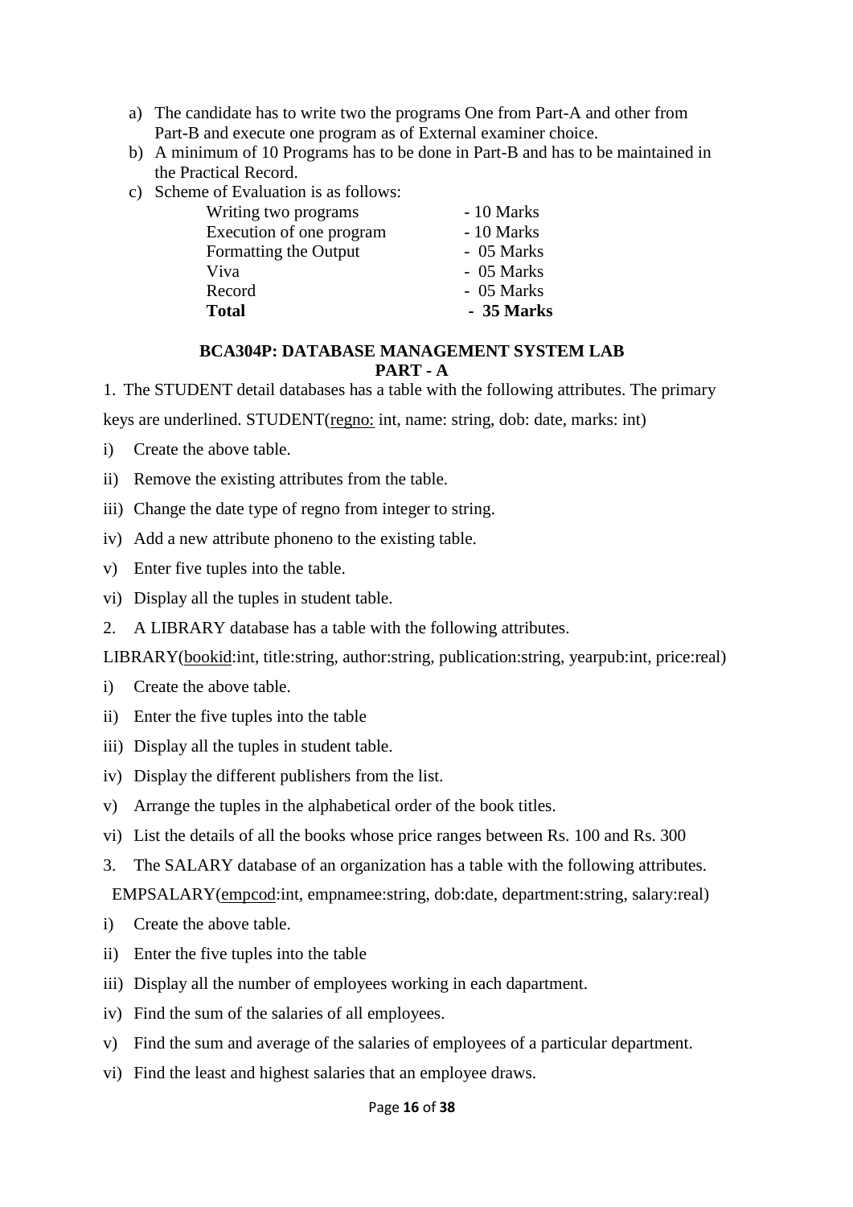a) The candidate has to write two the programs One from Part-A and other from Part-B and execute one program as of External examiner choice.
b) A minimum of 10 Programs has to be done in Part-B and has to be maintained in the Practical Record.
c) Scheme of Evaluation is as follows:

| | |
|---|---|
| Writing two programs | - 10 Marks |
| Execution of one program | - 10 Marks |
| Formatting the Output | - 05 Marks |
| Viva | - 05 Marks |
| Record | - 05 Marks |
| **Total** | **- 35 Marks** |

## BCA304P: DATABASE MANAGEMENT SYSTEM LAB

### PART - A

1. The STUDENT detail databases has a table with the following attributes. The primary keys are underlined. STUDENT(<u>regno:</u> int, name: string, dob: date, marks: int)

i) Create the above table.
ii) Remove the existing attributes from the table.
iii) Change the date type of regno from integer to string.
iv) Add a new attribute phoneno to the existing table.
v) Enter five tuples into the table.
vi) Display all the tuples in student table.

2. A LIBRARY database has a table with the following attributes.

LIBRARY(<u>bookid</u>:int, title:string, author:string, publication:string, yearpub:int, price:real)

i) Create the above table.
ii) Enter the five tuples into the table
iii) Display all the tuples in student table.
iv) Display the different publishers from the list.
v) Arrange the tuples in the alphabetical order of the book titles.
vi) List the details of all the books whose price ranges between Rs. 100 and Rs. 300

3. The SALARY database of an organization has a table with the following attributes.

EMPSALARY(<u>empcod</u>:int, empnamee:string, dob:date, department:string, salary:real)

i) Create the above table.
ii) Enter the five tuples into the table
iii) Display all the number of employees working in each dapartment.
iv) Find the sum of the salaries of all employees.
v) Find the sum and average of the salaries of employees of a particular department.
vi) Find the least and highest salaries that an employee draws.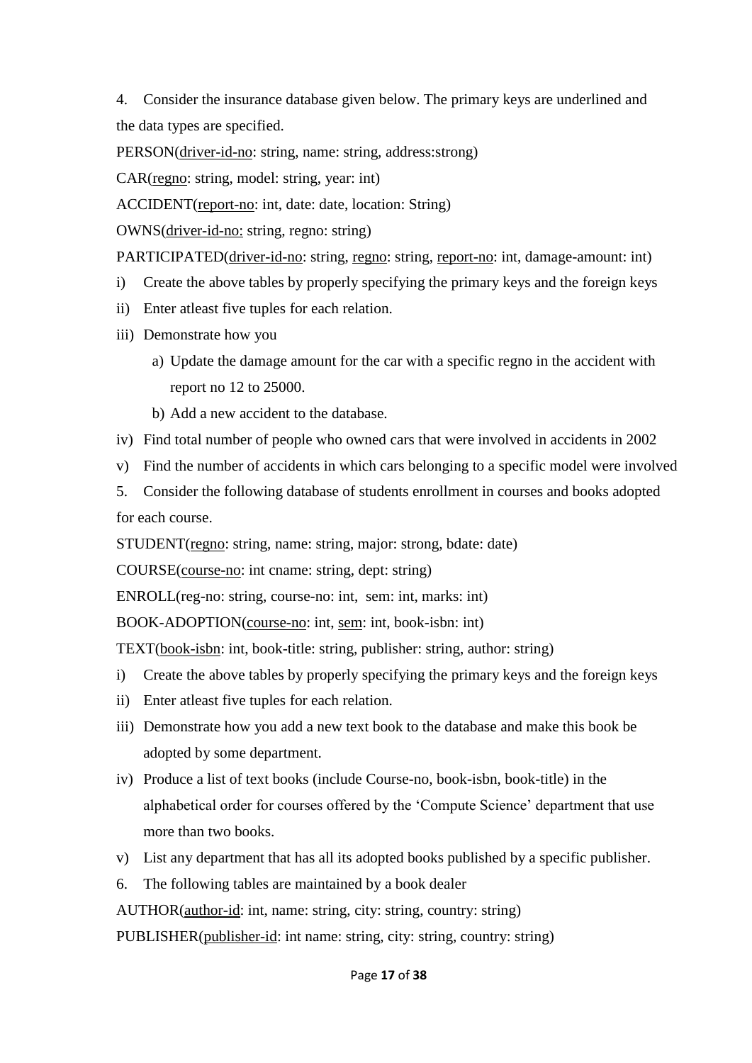4. Consider the insurance database given below. The primary keys are underlined and the data types are specified.

PERSON(<u>driver-id-no</u>: string, name: string, address:strong)

CAR(<u>regno</u>: string, model: string, year: int)

ACCIDENT(<u>report-no</u>: int, date: date, location: String)

OWNS(<u>driver-id-no:</u> string, regno: string)

PARTICIPATED(<u>driver-id-no</u>: string, <u>regno</u>: string, <u>report-no</u>: int, damage-amount: int)

i) Create the above tables by properly specifying the primary keys and the foreign keys
ii) Enter atleast five tuples for each relation.
iii) Demonstrate how you
    a) Update the damage amount for the car with a specific regno in the accident with report no 12 to 25000.
    b) Add a new accident to the database.
iv) Find total number of people who owned cars that were involved in accidents in 2002
v) Find the number of accidents in which cars belonging to a specific model were involved

5. Consider the following database of students enrollment in courses and books adopted for each course.

STUDENT(<u>regno</u>: string, name: string, major: strong, bdate: date)

COURSE(<u>course-no</u>: int cname: string, dept: string)

ENROLL(reg-no: string, course-no: int, sem: int, marks: int)

BOOK-ADOPTION(<u>course-no</u>: int, <u>sem</u>: int, book-isbn: int)

TEXT(<u>book-isbn</u>: int, book-title: string, publisher: string, author: string)

i) Create the above tables by properly specifying the primary keys and the foreign keys
ii) Enter atleast five tuples for each relation.
iii) Demonstrate how you add a new text book to the database and make this book be adopted by some department.
iv) Produce a list of text books (include Course-no, book-isbn, book-title) in the alphabetical order for courses offered by the 'Compute Science' department that use more than two books.
v) List any department that has all its adopted books published by a specific publisher.

6. The following tables are maintained by a book dealer

AUTHOR(<u>author-id</u>: int, name: string, city: string, country: string)

PUBLISHER(<u>publisher-id</u>: int name: string, city: string, country: string)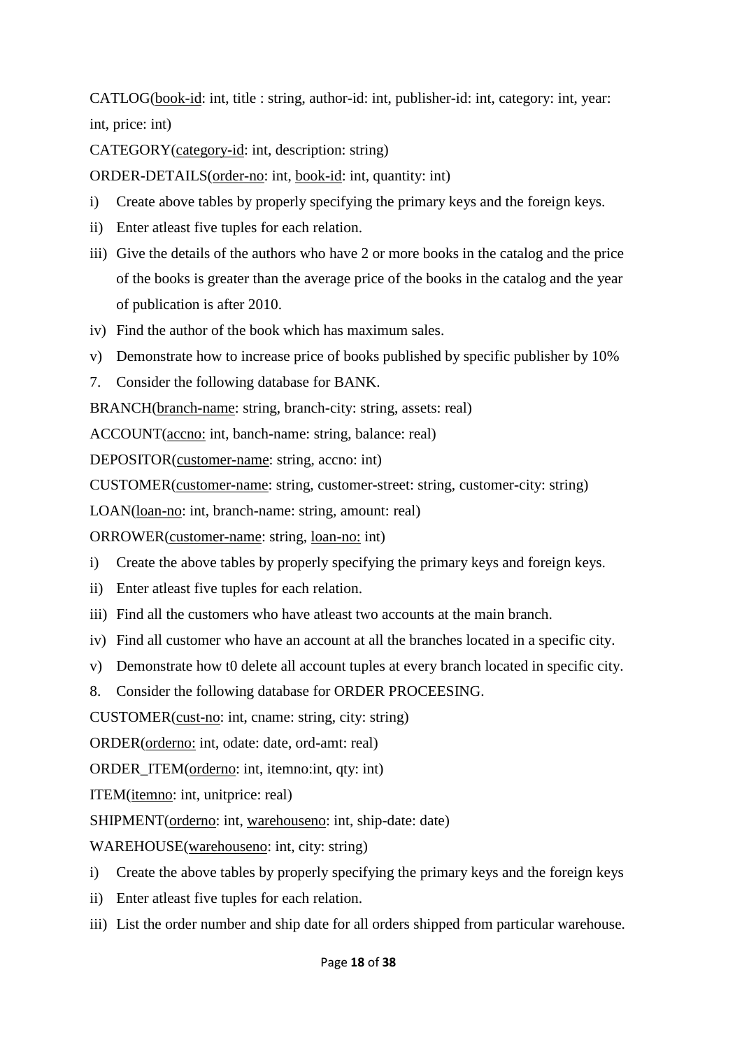CATLOG(<u>book-id</u>: int, title : string, author-id: int, publisher-id: int, category: int, year: int, price: int)

CATEGORY(<u>category-id</u>: int, description: string)

ORDER-DETAILS(<u>order-no</u>: int, <u>book-id</u>: int, quantity: int)

i) Create above tables by properly specifying the primary keys and the foreign keys.
ii) Enter atleast five tuples for each relation.
iii) Give the details of the authors who have 2 or more books in the catalog and the price of the books is greater than the average price of the books in the catalog and the year of publication is after 2010.
iv) Find the author of the book which has maximum sales.
v) Demonstrate how to increase price of books published by specific publisher by 10%

7. Consider the following database for BANK.

BRANCH(<u>branch-name</u>: string, branch-city: string, assets: real)

ACCOUNT(<u>accno:</u> int, banch-name: string, balance: real)

DEPOSITOR(<u>customer-name</u>: string, accno: int)

CUSTOMER(<u>customer-name</u>: string, customer-street: string, customer-city: string)

LOAN(<u>loan-no</u>: int, branch-name: string, amount: real)

ORROWER(<u>customer-name</u>: string, <u>loan-no:</u> int)

i) Create the above tables by properly specifying the primary keys and foreign keys.
ii) Enter atleast five tuples for each relation.
iii) Find all the customers who have atleast two accounts at the main branch.
iv) Find all customer who have an account at all the branches located in a specific city.
v) Demonstrate how t0 delete all account tuples at every branch located in specific city.

8. Consider the following database for ORDER PROCEESING.

CUSTOMER(<u>cust-no</u>: int, cname: string, city: string)

ORDER(<u>orderno:</u> int, odate: date, ord-amt: real)

ORDER_ITEM(<u>orderno</u>: int, itemno:int, qty: int)

ITEM(<u>itemno</u>: int, unitprice: real)

SHIPMENT(<u>orderno</u>: int, <u>warehouseno</u>: int, ship-date: date)

WAREHOUSE(<u>warehouseno</u>: int, city: string)

i) Create the above tables by properly specifying the primary keys and the foreign keys
ii) Enter atleast five tuples for each relation.
iii) List the order number and ship date for all orders shipped from particular warehouse.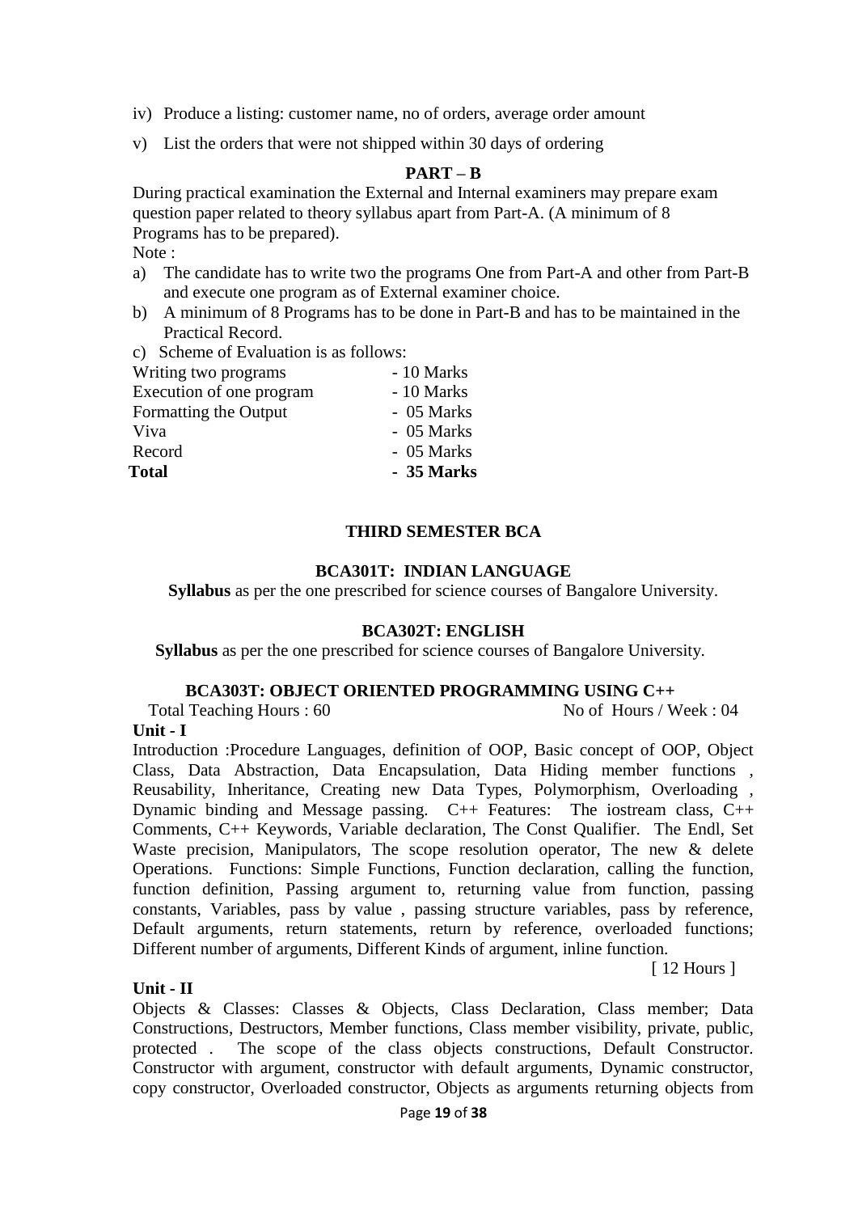iv) Produce a listing: customer name, no of orders, average order amount

v) List the orders that were not shipped within 30 days of ordering

**PART – B**

During practical examination the External and Internal examiners may prepare exam question paper related to theory syllabus apart from Part-A. (A minimum of 8 Programs has to be prepared).

Note :

a) The candidate has to write two the programs One from Part-A and other from Part-B and execute one program as of External examiner choice.

b) A minimum of 8 Programs has to be done in Part-B and has to be maintained in the Practical Record.

c) Scheme of Evaluation is as follows:

| | |
|---|---|
| Writing two programs | - 10 Marks |
| Execution of one program | - 10 Marks |
| Formatting the Output | - 05 Marks |
| Viva | - 05 Marks |
| Record | - 05 Marks |
| **Total** | **- 35 Marks** |

## THIRD SEMESTER BCA

### BCA301T: INDIAN LANGUAGE

**Syllabus** as per the one prescribed for science courses of Bangalore University.

### BCA302T: ENGLISH

**Syllabus** as per the one prescribed for science courses of Bangalore University.

### BCA303T: OBJECT ORIENTED PROGRAMMING USING C++

Total Teaching Hours : 60 No of Hours / Week : 04

**Unit - I**

Introduction :Procedure Languages, definition of OOP, Basic concept of OOP, Object Class, Data Abstraction, Data Encapsulation, Data Hiding member functions , Reusability, Inheritance, Creating new Data Types, Polymorphism, Overloading , Dynamic binding and Message passing. C++ Features: The iostream class, C++ Comments, C++ Keywords, Variable declaration, The Const Qualifier. The Endl, Set Waste precision, Manipulators, The scope resolution operator, The new & delete Operations. Functions: Simple Functions, Function declaration, calling the function, function definition, Passing argument to, returning value from function, passing constants, Variables, pass by value , passing structure variables, pass by reference, Default arguments, return statements, return by reference, overloaded functions; Different number of arguments, Different Kinds of argument, inline function.

[ 12 Hours ]

**Unit - II**

Objects & Classes: Classes & Objects, Class Declaration, Class member; Data Constructions, Destructors, Member functions, Class member visibility, private, public, protected . The scope of the class objects constructions, Default Constructor. Constructor with argument, constructor with default arguments, Dynamic constructor, copy constructor, Overloaded constructor, Objects as arguments returning objects from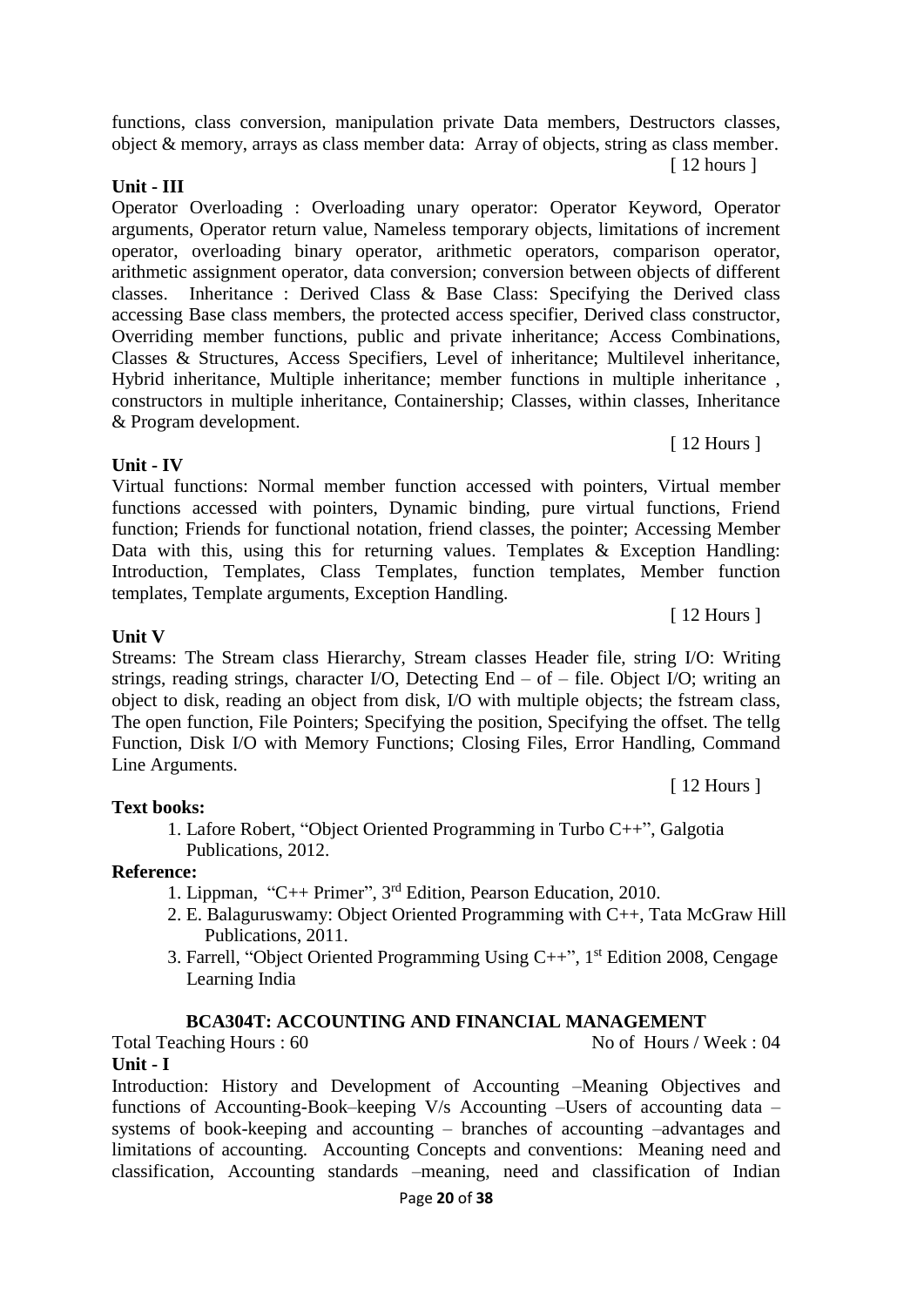functions, class conversion, manipulation private Data members, Destructors classes, object & memory, arrays as class member data: Array of objects, string as class member.

[ 12 hours ]

**Unit - III**

Operator Overloading : Overloading unary operator: Operator Keyword, Operator arguments, Operator return value, Nameless temporary objects, limitations of increment operator, overloading binary operator, arithmetic operators, comparison operator, arithmetic assignment operator, data conversion; conversion between objects of different classes. Inheritance : Derived Class & Base Class: Specifying the Derived class accessing Base class members, the protected access specifier, Derived class constructor, Overriding member functions, public and private inheritance; Access Combinations, Classes & Structures, Access Specifiers, Level of inheritance; Multilevel inheritance, Hybrid inheritance, Multiple inheritance; member functions in multiple inheritance , constructors in multiple inheritance, Containership; Classes, within classes, Inheritance & Program development.

[ 12 Hours ]

**Unit - IV**

Virtual functions: Normal member function accessed with pointers, Virtual member functions accessed with pointers, Dynamic binding, pure virtual functions, Friend function; Friends for functional notation, friend classes, the pointer; Accessing Member Data with this, using this for returning values. Templates & Exception Handling: Introduction, Templates, Class Templates, function templates, Member function templates, Template arguments, Exception Handling.

[ 12 Hours ]

**Unit V**

Streams: The Stream class Hierarchy, Stream classes Header file, string I/O: Writing strings, reading strings, character I/O, Detecting End – of – file. Object I/O; writing an object to disk, reading an object from disk, I/O with multiple objects; the fstream class, The open function, File Pointers; Specifying the position, Specifying the offset. The tellg Function, Disk I/O with Memory Functions; Closing Files, Error Handling, Command Line Arguments.

[ 12 Hours ]

**Text books:**

1. Lafore Robert, "Object Oriented Programming in Turbo C++", Galgotia Publications, 2012.

**Reference:**

1. Lippman, "C++ Primer", 3rd Edition, Pearson Education, 2010.
2. E. Balaguruswamy: Object Oriented Programming with C++, Tata McGraw Hill Publications, 2011.
3. Farrell, "Object Oriented Programming Using C++", 1st Edition 2008, Cengage Learning India

## BCA304T: ACCOUNTING AND FINANCIAL MANAGEMENT

Total Teaching Hours : 60 No of Hours / Week : 04

**Unit - I**

Introduction: History and Development of Accounting –Meaning Objectives and functions of Accounting-Book–keeping V/s Accounting –Users of accounting data – systems of book-keeping and accounting – branches of accounting –advantages and limitations of accounting. Accounting Concepts and conventions: Meaning need and classification, Accounting standards –meaning, need and classification of Indian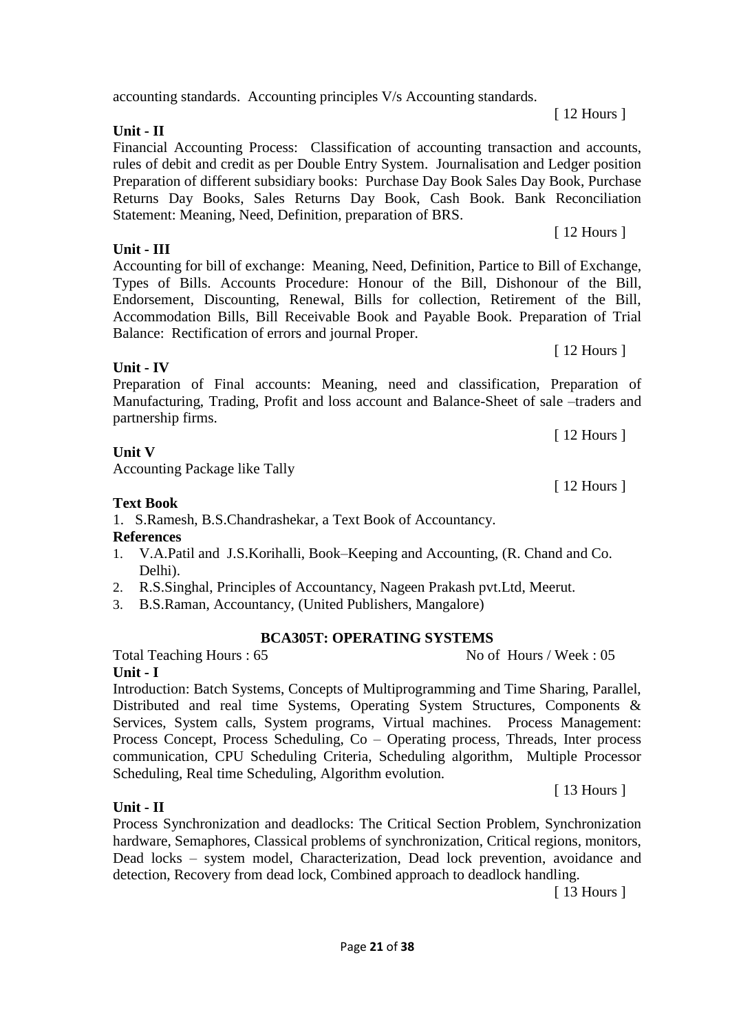accounting standards. Accounting principles V/s Accounting standards.

[ 12 Hours ]

**Unit - II**

Financial Accounting Process: Classification of accounting transaction and accounts, rules of debit and credit as per Double Entry System. Journalisation and Ledger position Preparation of different subsidiary books: Purchase Day Book Sales Day Book, Purchase Returns Day Books, Sales Returns Day Book, Cash Book. Bank Reconciliation Statement: Meaning, Need, Definition, preparation of BRS.

[ 12 Hours ]

**Unit - III**

Accounting for bill of exchange: Meaning, Need, Definition, Partice to Bill of Exchange, Types of Bills. Accounts Procedure: Honour of the Bill, Dishonour of the Bill, Endorsement, Discounting, Renewal, Bills for collection, Retirement of the Bill, Accommodation Bills, Bill Receivable Book and Payable Book. Preparation of Trial Balance: Rectification of errors and journal Proper.

[ 12 Hours ]

**Unit - IV**

Preparation of Final accounts: Meaning, need and classification, Preparation of Manufacturing, Trading, Profit and loss account and Balance-Sheet of sale –traders and partnership firms.

[ 12 Hours ]

**Unit V**

Accounting Package like Tally

[ 12 Hours ]

**Text Book**

1. S.Ramesh, B.S.Chandrashekar, a Text Book of Accountancy.

**References**

1. V.A.Patil and J.S.Korihalli, Book–Keeping and Accounting, (R. Chand and Co. Delhi).
2. R.S.Singhal, Principles of Accountancy, Nageen Prakash pvt.Ltd, Meerut.
3. B.S.Raman, Accountancy, (United Publishers, Mangalore)

## BCA305T: OPERATING SYSTEMS

Total Teaching Hours : 65 No of Hours / Week : 05

**Unit - I**

Introduction: Batch Systems, Concepts of Multiprogramming and Time Sharing, Parallel, Distributed and real time Systems, Operating System Structures, Components & Services, System calls, System programs, Virtual machines. Process Management: Process Concept, Process Scheduling, Co – Operating process, Threads, Inter process communication, CPU Scheduling Criteria, Scheduling algorithm, Multiple Processor Scheduling, Real time Scheduling, Algorithm evolution.

[ 13 Hours ]

**Unit - II**

Process Synchronization and deadlocks: The Critical Section Problem, Synchronization hardware, Semaphores, Classical problems of synchronization, Critical regions, monitors, Dead locks – system model, Characterization, Dead lock prevention, avoidance and detection, Recovery from dead lock, Combined approach to deadlock handling.

[ 13 Hours ]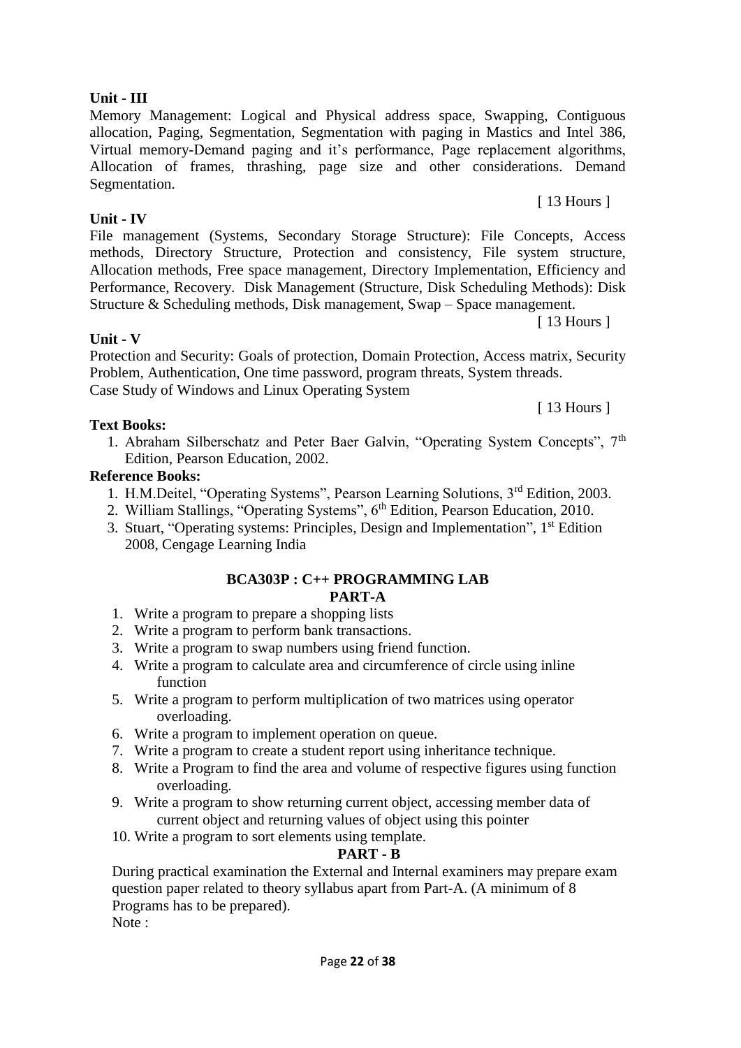**Unit - III**

Memory Management: Logical and Physical address space, Swapping, Contiguous allocation, Paging, Segmentation, Segmentation with paging in Mastics and Intel 386, Virtual memory-Demand paging and it's performance, Page replacement algorithms, Allocation of frames, thrashing, page size and other considerations. Demand Segmentation.

[ 13 Hours ]

**Unit - IV**

File management (Systems, Secondary Storage Structure): File Concepts, Access methods, Directory Structure, Protection and consistency, File system structure, Allocation methods, Free space management, Directory Implementation, Efficiency and Performance, Recovery. Disk Management (Structure, Disk Scheduling Methods): Disk Structure & Scheduling methods, Disk management, Swap – Space management.

[ 13 Hours ]

**Unit - V**

Protection and Security: Goals of protection, Domain Protection, Access matrix, Security Problem, Authentication, One time password, program threats, System threads.
Case Study of Windows and Linux Operating System

[ 13 Hours ]

**Text Books:**

1. Abraham Silberschatz and Peter Baer Galvin, "Operating System Concepts", 7th Edition, Pearson Education, 2002.

**Reference Books:**

1. H.M.Deitel, "Operating Systems", Pearson Learning Solutions, 3rd Edition, 2003.
2. William Stallings, "Operating Systems", 6th Edition, Pearson Education, 2010.
3. Stuart, "Operating systems: Principles, Design and Implementation", 1st Edition 2008, Cengage Learning India

## BCA303P : C++ PROGRAMMING LAB

### PART-A

1. Write a program to prepare a shopping lists
2. Write a program to perform bank transactions.
3. Write a program to swap numbers using friend function.
4. Write a program to calculate area and circumference of circle using inline function
5. Write a program to perform multiplication of two matrices using operator overloading.
6. Write a program to implement operation on queue.
7. Write a program to create a student report using inheritance technique.
8. Write a Program to find the area and volume of respective figures using function overloading.
9. Write a program to show returning current object, accessing member data of current object and returning values of object using this pointer
10. Write a program to sort elements using template.

### PART - B

During practical examination the External and Internal examiners may prepare exam question paper related to theory syllabus apart from Part-A. (A minimum of 8 Programs has to be prepared).

Note :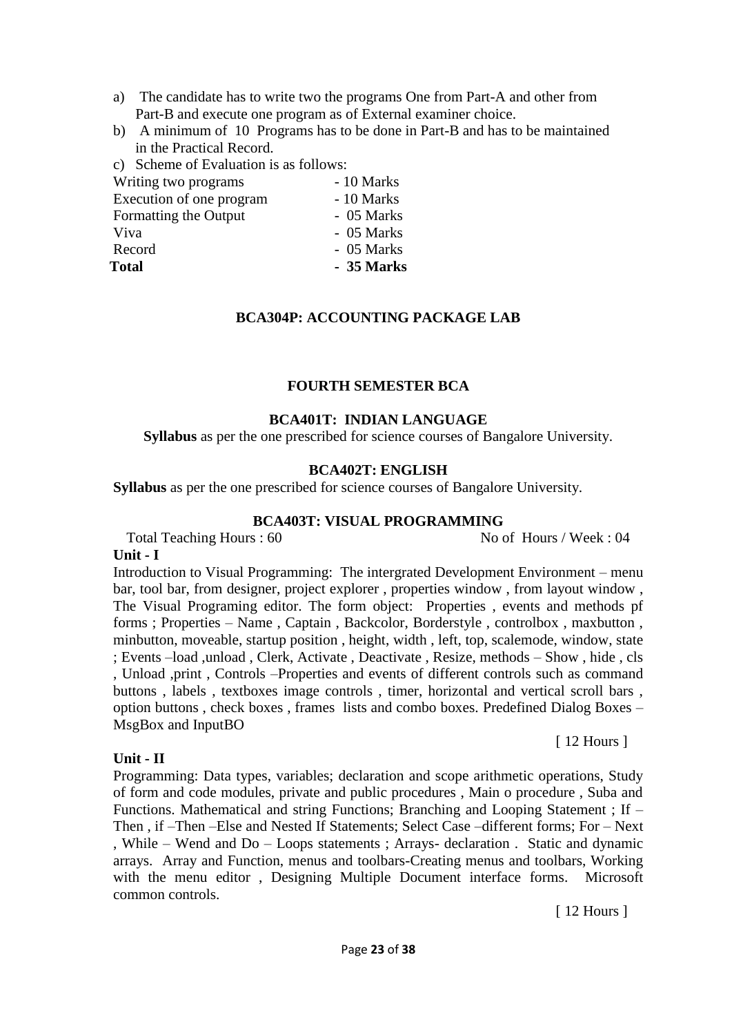a) The candidate has to write two the programs One from Part-A and other from Part-B and execute one program as of External examiner choice.
b) A minimum of 10 Programs has to be done in Part-B and has to be maintained in the Practical Record.
c) Scheme of Evaluation is as follows:

| | |
|---|---|
| Writing two programs | - 10 Marks |
| Execution of one program | - 10 Marks |
| Formatting the Output | - 05 Marks |
| Viva | - 05 Marks |
| Record | - 05 Marks |
| **Total** | **- 35 Marks** |

### BCA304P: ACCOUNTING PACKAGE LAB

## FOURTH SEMESTER BCA

### BCA401T: INDIAN LANGUAGE

**Syllabus** as per the one prescribed for science courses of Bangalore University.

### BCA402T: ENGLISH

**Syllabus** as per the one prescribed for science courses of Bangalore University.

### BCA403T: VISUAL PROGRAMMING

Total Teaching Hours : 60 No of Hours / Week : 04

**Unit - I**

Introduction to Visual Programming: The intergrated Development Environment – menu bar, tool bar, from designer, project explorer , properties window , from layout window , The Visual Programing editor. The form object: Properties , events and methods pf forms ; Properties – Name , Captain , Backcolor, Borderstyle , controlbox , maxbutton , minbutton, moveable, startup position , height, width , left, top, scalemode, window, state ; Events –load ,unload , Clerk, Activate , Deactivate , Resize, methods – Show , hide , cls , Unload ,print , Controls –Properties and events of different controls such as command buttons , labels , textboxes image controls , timer, horizontal and vertical scroll bars , option buttons , check boxes , frames lists and combo boxes. Predefined Dialog Boxes – MsgBox and InputBO

[ 12 Hours ]

**Unit - II**

Programming: Data types, variables; declaration and scope arithmetic operations, Study of form and code modules, private and public procedures , Main o procedure , Suba and Functions. Mathematical and string Functions; Branching and Looping Statement ; If – Then , if –Then –Else and Nested If Statements; Select Case –different forms; For – Next , While – Wend and Do – Loops statements ; Arrays- declaration . Static and dynamic arrays. Array and Function, menus and toolbars-Creating menus and toolbars, Working with the menu editor , Designing Multiple Document interface forms. Microsoft common controls.

[ 12 Hours ]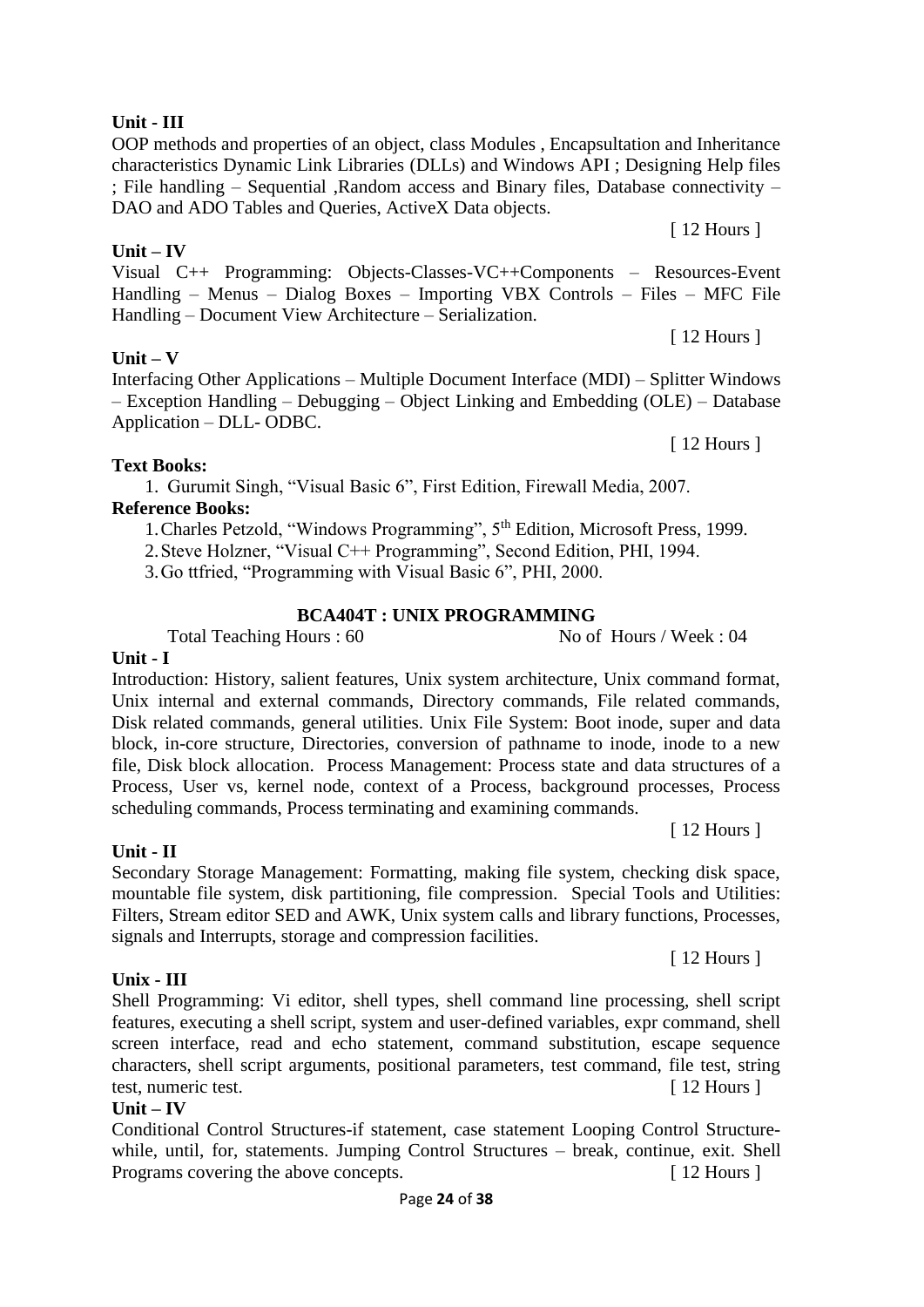**Unit - III**

OOP methods and properties of an object, class Modules , Encapsultation and Inheritance characteristics Dynamic Link Libraries (DLLs) and Windows API ; Designing Help files ; File handling – Sequential ,Random access and Binary files, Database connectivity – DAO and ADO Tables and Queries, ActiveX Data objects.

[ 12 Hours ]

**Unit – IV**

Visual C++ Programming: Objects-Classes-VC++Components – Resources-Event Handling – Menus – Dialog Boxes – Importing VBX Controls – Files – MFC File Handling – Document View Architecture – Serialization.

[ 12 Hours ]

**Unit – V**

Interfacing Other Applications – Multiple Document Interface (MDI) – Splitter Windows – Exception Handling – Debugging – Object Linking and Embedding (OLE) – Database Application – DLL- ODBC.

[ 12 Hours ]

**Text Books:**

1. Gurumit Singh, "Visual Basic 6", First Edition, Firewall Media, 2007.

**Reference Books:**

1. Charles Petzold, "Windows Programming", 5th Edition, Microsoft Press, 1999.
2. Steve Holzner, "Visual C++ Programming", Second Edition, PHI, 1994.
3. Go ttfried, "Programming with Visual Basic 6", PHI, 2000.

## BCA404T : UNIX PROGRAMMING

Total Teaching Hours : 60 &nbsp;&nbsp;&nbsp;&nbsp;&nbsp;&nbsp;&nbsp;&nbsp; No of Hours / Week : 04

**Unit - I**

Introduction: History, salient features, Unix system architecture, Unix command format, Unix internal and external commands, Directory commands, File related commands, Disk related commands, general utilities. Unix File System: Boot inode, super and data block, in-core structure, Directories, conversion of pathname to inode, inode to a new file, Disk block allocation. Process Management: Process state and data structures of a Process, User vs, kernel node, context of a Process, background processes, Process scheduling commands, Process terminating and examining commands.

[ 12 Hours ]

**Unit - II**

Secondary Storage Management: Formatting, making file system, checking disk space, mountable file system, disk partitioning, file compression. Special Tools and Utilities: Filters, Stream editor SED and AWK, Unix system calls and library functions, Processes, signals and Interrupts, storage and compression facilities.

[ 12 Hours ]

**Unix - III**

Shell Programming: Vi editor, shell types, shell command line processing, shell script features, executing a shell script, system and user-defined variables, expr command, shell screen interface, read and echo statement, command substitution, escape sequence characters, shell script arguments, positional parameters, test command, file test, string test, numeric test. [ 12 Hours ]

**Unit – IV**

Conditional Control Structures-if statement, case statement Looping Control Structure-while, until, for, statements. Jumping Control Structures – break, continue, exit. Shell Programs covering the above concepts. [ 12 Hours ]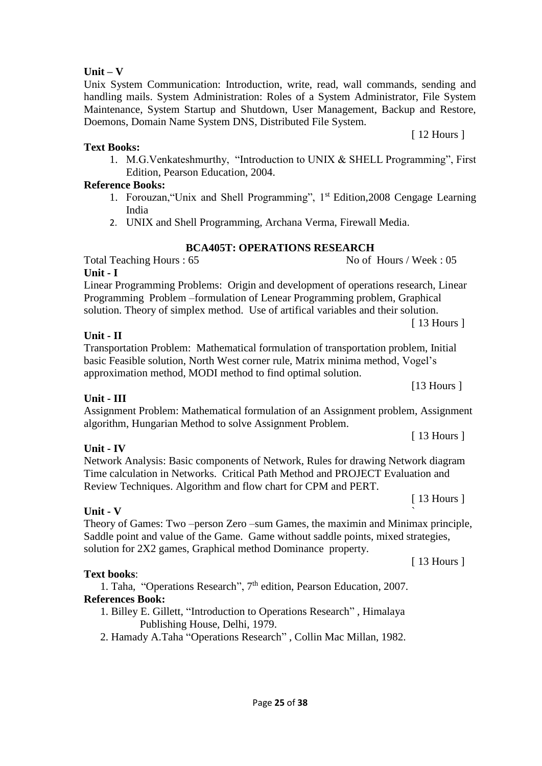**Unit – V**

Unix System Communication: Introduction, write, read, wall commands, sending and handling mails. System Administration: Roles of a System Administrator, File System Maintenance, System Startup and Shutdown, User Management, Backup and Restore, Doemons, Domain Name System DNS, Distributed File System.

[ 12 Hours ]

**Text Books:**

1. M.G.Venkateshmurthy, "Introduction to UNIX & SHELL Programming", First Edition, Pearson Education, 2004.

**Reference Books:**

1. Forouzan,"Unix and Shell Programming", 1st Edition,2008 Cengage Learning India
2. UNIX and Shell Programming, Archana Verma, Firewall Media.

## BCA405T: OPERATIONS RESEARCH

Total Teaching Hours : 65 No of Hours / Week : 05

**Unit - I**

Linear Programming Problems: Origin and development of operations research, Linear Programming Problem –formulation of Lenear Programming problem, Graphical solution. Theory of simplex method. Use of artifical variables and their solution.

[ 13 Hours ]

**Unit - II**

Transportation Problem: Mathematical formulation of transportation problem, Initial basic Feasible solution, North West corner rule, Matrix minima method, Vogel's approximation method, MODI method to find optimal solution.

[13 Hours ]

**Unit - III**

Assignment Problem: Mathematical formulation of an Assignment problem, Assignment algorithm, Hungarian Method to solve Assignment Problem.

[ 13 Hours ]

**Unit - IV**

Network Analysis: Basic components of Network, Rules for drawing Network diagram Time calculation in Networks. Critical Path Method and PROJECT Evaluation and Review Techniques. Algorithm and flow chart for CPM and PERT.

[ 13 Hours ]

**Unit - V**

Theory of Games: Two –person Zero –sum Games, the maximin and Minimax principle, Saddle point and value of the Game. Game without saddle points, mixed strategies, solution for 2X2 games, Graphical method Dominance property.

[ 13 Hours ]

**Text books**:

1. Taha, "Operations Research", 7th edition, Pearson Education, 2007.

**References Book:**

1. Billey E. Gillett, "Introduction to Operations Research" , Himalaya Publishing House, Delhi, 1979.
2. Hamady A.Taha "Operations Research" , Collin Mac Millan, 1982.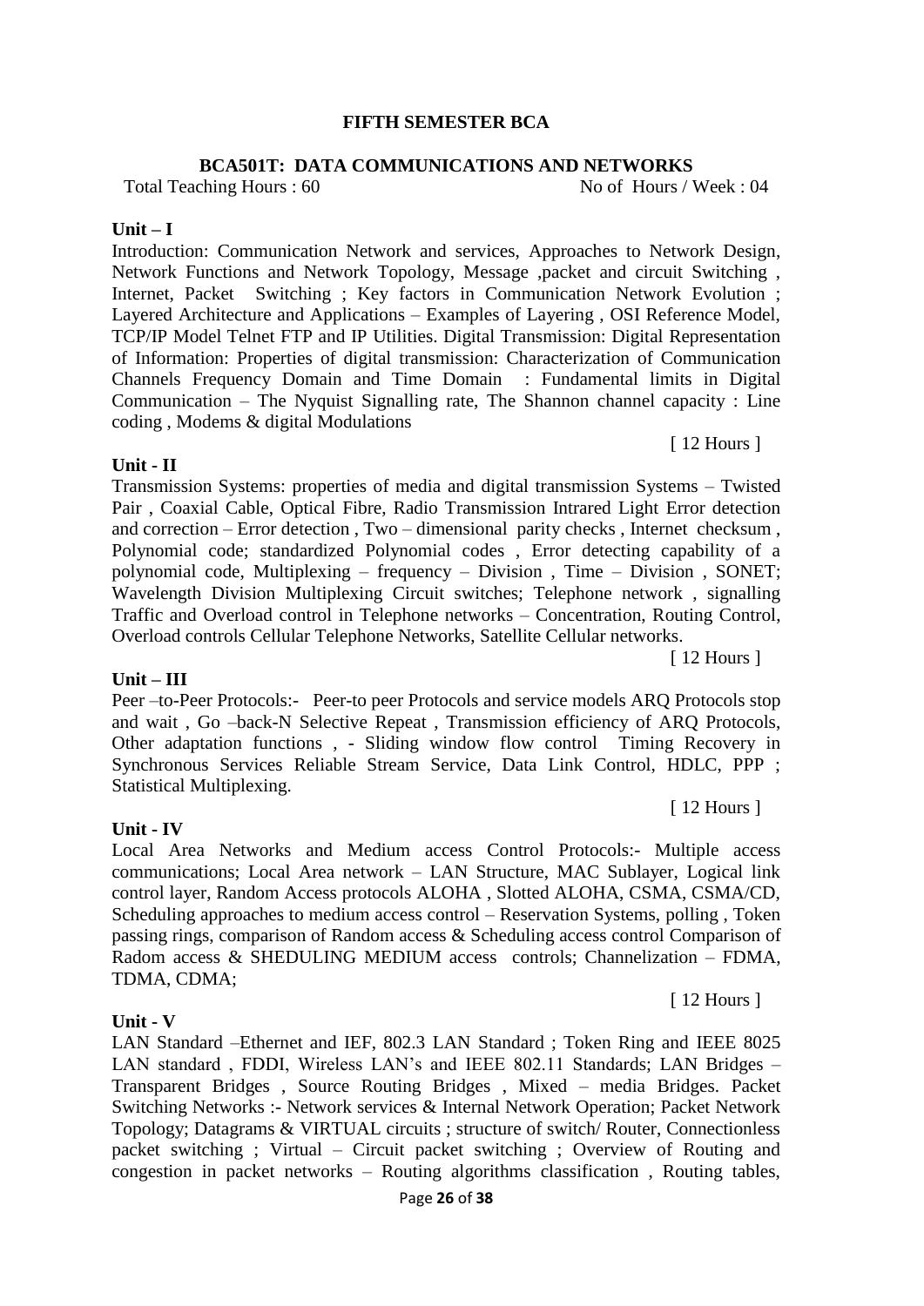# FIFTH SEMESTER BCA

## BCA501T: DATA COMMUNICATIONS AND NETWORKS

Total Teaching Hours : 60 No of Hours / Week : 04

**Unit – I**

Introduction: Communication Network and services, Approaches to Network Design, Network Functions and Network Topology, Message ,packet and circuit Switching , Internet, Packet Switching ; Key factors in Communication Network Evolution ; Layered Architecture and Applications – Examples of Layering , OSI Reference Model, TCP/IP Model Telnet FTP and IP Utilities. Digital Transmission: Digital Representation of Information: Properties of digital transmission: Characterization of Communication Channels Frequency Domain and Time Domain : Fundamental limits in Digital Communication – The Nyquist Signalling rate, The Shannon channel capacity : Line coding , Modems & digital Modulations

[ 12 Hours ]

**Unit - II**

Transmission Systems: properties of media and digital transmission Systems – Twisted Pair , Coaxial Cable, Optical Fibre, Radio Transmission Intrared Light Error detection and correction – Error detection , Two – dimensional parity checks , Internet checksum , Polynomial code; standardized Polynomial codes , Error detecting capability of a polynomial code, Multiplexing – frequency – Division , Time – Division , SONET; Wavelength Division Multiplexing Circuit switches; Telephone network , signalling Traffic and Overload control in Telephone networks – Concentration, Routing Control, Overload controls Cellular Telephone Networks, Satellite Cellular networks.

[ 12 Hours ]

**Unit – III**

Peer –to-Peer Protocols:- Peer-to peer Protocols and service models ARQ Protocols stop and wait , Go –back-N Selective Repeat , Transmission efficiency of ARQ Protocols, Other adaptation functions , - Sliding window flow control Timing Recovery in Synchronous Services Reliable Stream Service, Data Link Control, HDLC, PPP ; Statistical Multiplexing.

[ 12 Hours ]

**Unit - IV**

Local Area Networks and Medium access Control Protocols:- Multiple access communications; Local Area network – LAN Structure, MAC Sublayer, Logical link control layer, Random Access protocols ALOHA , Slotted ALOHA, CSMA, CSMA/CD, Scheduling approaches to medium access control – Reservation Systems, polling , Token passing rings, comparison of Random access & Scheduling access control Comparison of Radom access & SHEDULING MEDIUM access controls; Channelization – FDMA, TDMA, CDMA;

[ 12 Hours ]

**Unit - V**

LAN Standard –Ethernet and IEF, 802.3 LAN Standard ; Token Ring and IEEE 8025 LAN standard , FDDI, Wireless LAN's and IEEE 802.11 Standards; LAN Bridges – Transparent Bridges , Source Routing Bridges , Mixed – media Bridges. Packet Switching Networks :- Network services & Internal Network Operation; Packet Network Topology; Datagrams & VIRTUAL circuits ; structure of switch/ Router, Connectionless packet switching ; Virtual – Circuit packet switching ; Overview of Routing and congestion in packet networks – Routing algorithms classification , Routing tables,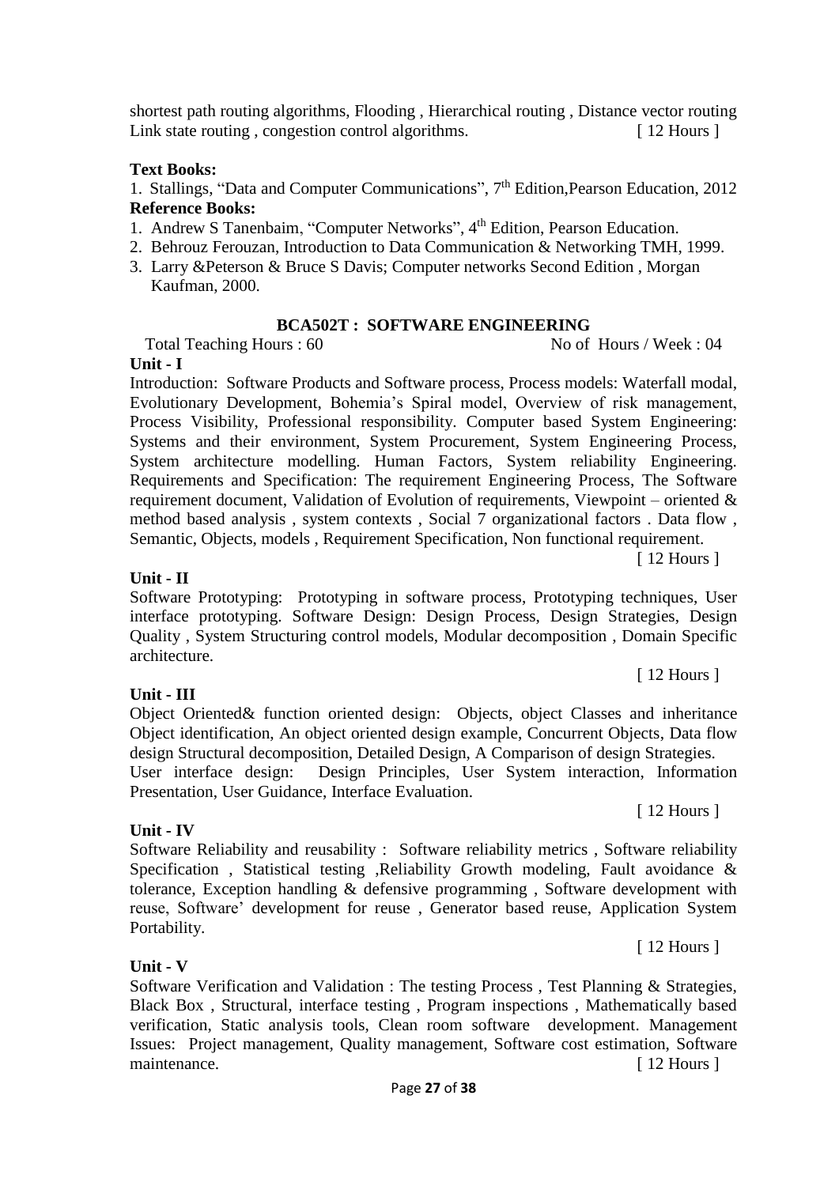shortest path routing algorithms, Flooding , Hierarchical routing , Distance vector routing Link state routing , congestion control algorithms. [ 12 Hours ]

**Text Books:**

1. Stallings, "Data and Computer Communications", 7th Edition,Pearson Education, 2012

**Reference Books:**

1. Andrew S Tanenbaim, "Computer Networks", 4th Edition, Pearson Education.
2. Behrouz Ferouzan, Introduction to Data Communication & Networking TMH, 1999.
3. Larry &Peterson & Bruce S Davis; Computer networks Second Edition , Morgan Kaufman, 2000.

## BCA502T : SOFTWARE ENGINEERING

Total Teaching Hours : 60 No of Hours / Week : 04

**Unit - I**

Introduction: Software Products and Software process, Process models: Waterfall modal, Evolutionary Development, Bohemia's Spiral model, Overview of risk management, Process Visibility, Professional responsibility. Computer based System Engineering: Systems and their environment, System Procurement, System Engineering Process, System architecture modelling. Human Factors, System reliability Engineering. Requirements and Specification: The requirement Engineering Process, The Software requirement document, Validation of Evolution of requirements, Viewpoint – oriented & method based analysis , system contexts , Social 7 organizational factors . Data flow , Semantic, Objects, models , Requirement Specification, Non functional requirement.

[ 12 Hours ]

**Unit - II**

Software Prototyping: Prototyping in software process, Prototyping techniques, User interface prototyping. Software Design: Design Process, Design Strategies, Design Quality , System Structuring control models, Modular decomposition , Domain Specific architecture.

[ 12 Hours ]

**Unit - III**

Object Oriented& function oriented design: Objects, object Classes and inheritance Object identification, An object oriented design example, Concurrent Objects, Data flow design Structural decomposition, Detailed Design, A Comparison of design Strategies.
User interface design: Design Principles, User System interaction, Information Presentation, User Guidance, Interface Evaluation.

[ 12 Hours ]

**Unit - IV**

Software Reliability and reusability : Software reliability metrics , Software reliability Specification , Statistical testing ,Reliability Growth modeling, Fault avoidance & tolerance, Exception handling & defensive programming , Software development with reuse, Software' development for reuse , Generator based reuse, Application System Portability.

[ 12 Hours ]

**Unit - V**

Software Verification and Validation : The testing Process , Test Planning & Strategies, Black Box , Structural, interface testing , Program inspections , Mathematically based verification, Static analysis tools, Clean room software development. Management Issues: Project management, Quality management, Software cost estimation, Software maintenance. [ 12 Hours ]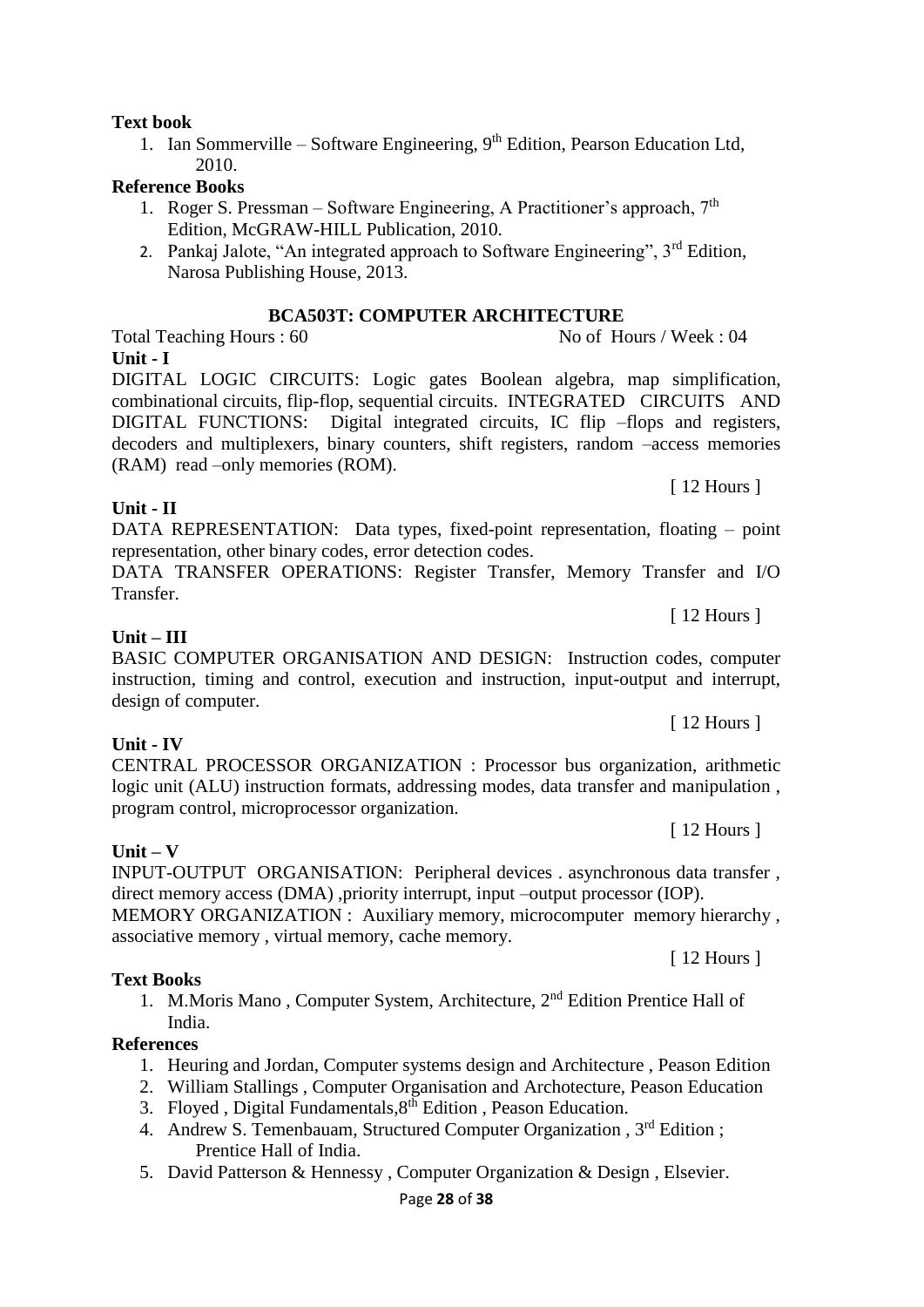**Text book**

1. Ian Sommerville – Software Engineering, 9th Edition, Pearson Education Ltd, 2010.

**Reference Books**

1. Roger S. Pressman – Software Engineering, A Practitioner's approach, 7th Edition, McGRAW-HILL Publication, 2010.
2. Pankaj Jalote, "An integrated approach to Software Engineering", 3rd Edition, Narosa Publishing House, 2013.

## BCA503T: COMPUTER ARCHITECTURE

Total Teaching Hours : 60 No of Hours / Week : 04

**Unit - I**

DIGITAL LOGIC CIRCUITS: Logic gates Boolean algebra, map simplification, combinational circuits, flip-flop, sequential circuits. INTEGRATED CIRCUITS AND DIGITAL FUNCTIONS: Digital integrated circuits, IC flip –flops and registers, decoders and multiplexers, binary counters, shift registers, random –access memories (RAM) read –only memories (ROM).

[ 12 Hours ]

**Unit - II**

DATA REPRESENTATION: Data types, fixed-point representation, floating – point representation, other binary codes, error detection codes.

DATA TRANSFER OPERATIONS: Register Transfer, Memory Transfer and I/O Transfer.

[ 12 Hours ]

**Unit – III**

BASIC COMPUTER ORGANISATION AND DESIGN: Instruction codes, computer instruction, timing and control, execution and instruction, input-output and interrupt, design of computer.

[ 12 Hours ]

**Unit - IV**

CENTRAL PROCESSOR ORGANIZATION : Processor bus organization, arithmetic logic unit (ALU) instruction formats, addressing modes, data transfer and manipulation , program control, microprocessor organization.

[ 12 Hours ]

**Unit – V**

INPUT-OUTPUT ORGANISATION: Peripheral devices . asynchronous data transfer , direct memory access (DMA) ,priority interrupt, input –output processor (IOP).

MEMORY ORGANIZATION : Auxiliary memory, microcomputer memory hierarchy , associative memory , virtual memory, cache memory.

[ 12 Hours ]

**Text Books**

1. M.Moris Mano , Computer System, Architecture, 2nd Edition Prentice Hall of India.

**References**

1. Heuring and Jordan, Computer systems design and Architecture , Peason Edition
2. William Stallings , Computer Organisation and Archotecture, Peason Education
3. Floyed , Digital Fundamentals,8th Edition , Peason Education.
4. Andrew S. Temenbauam, Structured Computer Organization , 3rd Edition ; Prentice Hall of India.
5. David Patterson & Hennessy , Computer Organization & Design , Elsevier.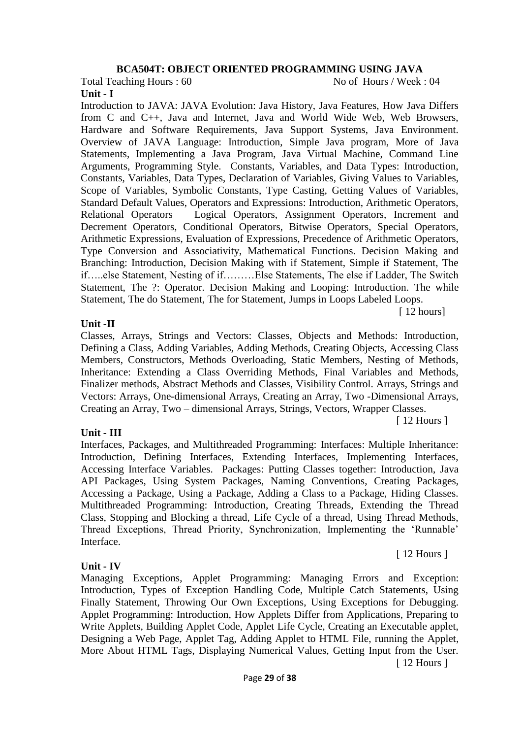## BCA504T: OBJECT ORIENTED PROGRAMMING USING JAVA

Total Teaching Hours : 60 No of Hours / Week : 04

**Unit - I**

Introduction to JAVA: JAVA Evolution: Java History, Java Features, How Java Differs from C and C++, Java and Internet, Java and World Wide Web, Web Browsers, Hardware and Software Requirements, Java Support Systems, Java Environment. Overview of JAVA Language: Introduction, Simple Java program, More of Java Statements, Implementing a Java Program, Java Virtual Machine, Command Line Arguments, Programming Style. Constants, Variables, and Data Types: Introduction, Constants, Variables, Data Types, Declaration of Variables, Giving Values to Variables, Scope of Variables, Symbolic Constants, Type Casting, Getting Values of Variables, Standard Default Values, Operators and Expressions: Introduction, Arithmetic Operators, Relational Operators Logical Operators, Assignment Operators, Increment and Decrement Operators, Conditional Operators, Bitwise Operators, Special Operators, Arithmetic Expressions, Evaluation of Expressions, Precedence of Arithmetic Operators, Type Conversion and Associativity, Mathematical Functions. Decision Making and Branching: Introduction, Decision Making with if Statement, Simple if Statement, The if…..else Statement, Nesting of if………Else Statements, The else if Ladder, The Switch Statement, The ?: Operator. Decision Making and Looping: Introduction. The while Statement, The do Statement, The for Statement, Jumps in Loops Labeled Loops.

[ 12 hours]

**Unit -II**

Classes, Arrays, Strings and Vectors: Classes, Objects and Methods: Introduction, Defining a Class, Adding Variables, Adding Methods, Creating Objects, Accessing Class Members, Constructors, Methods Overloading, Static Members, Nesting of Methods, Inheritance: Extending a Class Overriding Methods, Final Variables and Methods, Finalizer methods, Abstract Methods and Classes, Visibility Control. Arrays, Strings and Vectors: Arrays, One-dimensional Arrays, Creating an Array, Two -Dimensional Arrays, Creating an Array, Two – dimensional Arrays, Strings, Vectors, Wrapper Classes.

[ 12 Hours ]

**Unit - III**

Interfaces, Packages, and Multithreaded Programming: Interfaces: Multiple Inheritance: Introduction, Defining Interfaces, Extending Interfaces, Implementing Interfaces, Accessing Interface Variables. Packages: Putting Classes together: Introduction, Java API Packages, Using System Packages, Naming Conventions, Creating Packages, Accessing a Package, Using a Package, Adding a Class to a Package, Hiding Classes. Multithreaded Programming: Introduction, Creating Threads, Extending the Thread Class, Stopping and Blocking a thread, Life Cycle of a thread, Using Thread Methods, Thread Exceptions, Thread Priority, Synchronization, Implementing the 'Runnable' Interface.

[ 12 Hours ]

**Unit - IV**

Managing Exceptions, Applet Programming: Managing Errors and Exception: Introduction, Types of Exception Handling Code, Multiple Catch Statements, Using Finally Statement, Throwing Our Own Exceptions, Using Exceptions for Debugging. Applet Programming: Introduction, How Applets Differ from Applications, Preparing to Write Applets, Building Applet Code, Applet Life Cycle, Creating an Executable applet, Designing a Web Page, Applet Tag, Adding Applet to HTML File, running the Applet, More About HTML Tags, Displaying Numerical Values, Getting Input from the User.

[ 12 Hours ]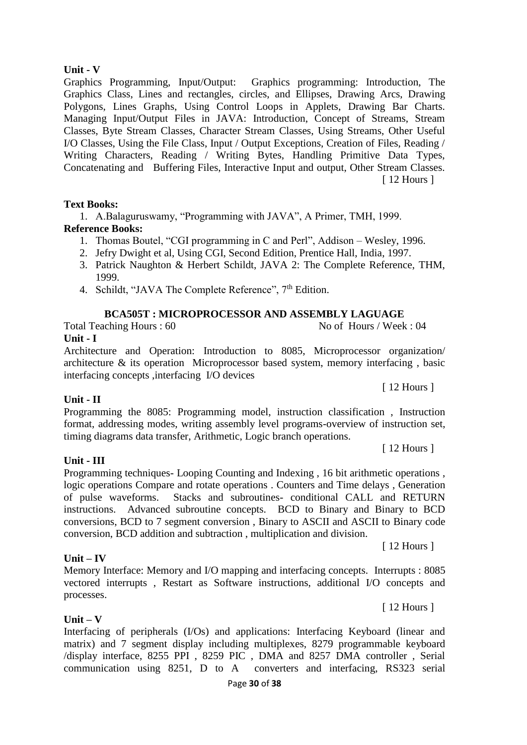**Unit - V**

Graphics Programming, Input/Output: Graphics programming: Introduction, The Graphics Class, Lines and rectangles, circles, and Ellipses, Drawing Arcs, Drawing Polygons, Lines Graphs, Using Control Loops in Applets, Drawing Bar Charts. Managing Input/Output Files in JAVA: Introduction, Concept of Streams, Stream Classes, Byte Stream Classes, Character Stream Classes, Using Streams, Other Useful I/O Classes, Using the File Class, Input / Output Exceptions, Creation of Files, Reading / Writing Characters, Reading / Writing Bytes, Handling Primitive Data Types, Concatenating and Buffering Files, Interactive Input and output, Other Stream Classes.
[ 12 Hours ]

**Text Books:**

1. A.Balaguruswamy, "Programming with JAVA", A Primer, TMH, 1999.

**Reference Books:**

1. Thomas Boutel, "CGI programming in C and Perl", Addison – Wesley, 1996.
2. Jefry Dwight et al, Using CGI, Second Edition, Prentice Hall, India, 1997.
3. Patrick Naughton & Herbert Schildt, JAVA 2: The Complete Reference, THM, 1999.
4. Schildt, "JAVA The Complete Reference", 7th Edition.

## BCA505T : MICROPROCESSOR AND ASSEMBLY LAGUAGE

Total Teaching Hours : 60 No of Hours / Week : 04

**Unit - I**

Architecture and Operation: Introduction to 8085, Microprocessor organization/ architecture & its operation Microprocessor based system, memory interfacing , basic interfacing concepts ,interfacing I/O devices
[ 12 Hours ]

**Unit - II**

Programming the 8085: Programming model, instruction classification , Instruction format, addressing modes, writing assembly level programs-overview of instruction set, timing diagrams data transfer, Arithmetic, Logic branch operations.
[ 12 Hours ]

**Unit - III**

Programming techniques- Looping Counting and Indexing , 16 bit arithmetic operations , logic operations Compare and rotate operations . Counters and Time delays , Generation of pulse waveforms. Stacks and subroutines- conditional CALL and RETURN instructions. Advanced subroutine concepts. BCD to Binary and Binary to BCD conversions, BCD to 7 segment conversion , Binary to ASCII and ASCII to Binary code conversion, BCD addition and subtraction , multiplication and division.
[ 12 Hours ]

**Unit – IV**

Memory Interface: Memory and I/O mapping and interfacing concepts. Interrupts : 8085 vectored interrupts , Restart as Software instructions, additional I/O concepts and processes.
[ 12 Hours ]

**Unit – V**

Interfacing of peripherals (I/Os) and applications: Interfacing Keyboard (linear and matrix) and 7 segment display including multiplexes, 8279 programmable keyboard /display interface, 8255 PPI , 8259 PIC , DMA and 8257 DMA controller , Serial communication using 8251, D to A converters and interfacing, RS323 serial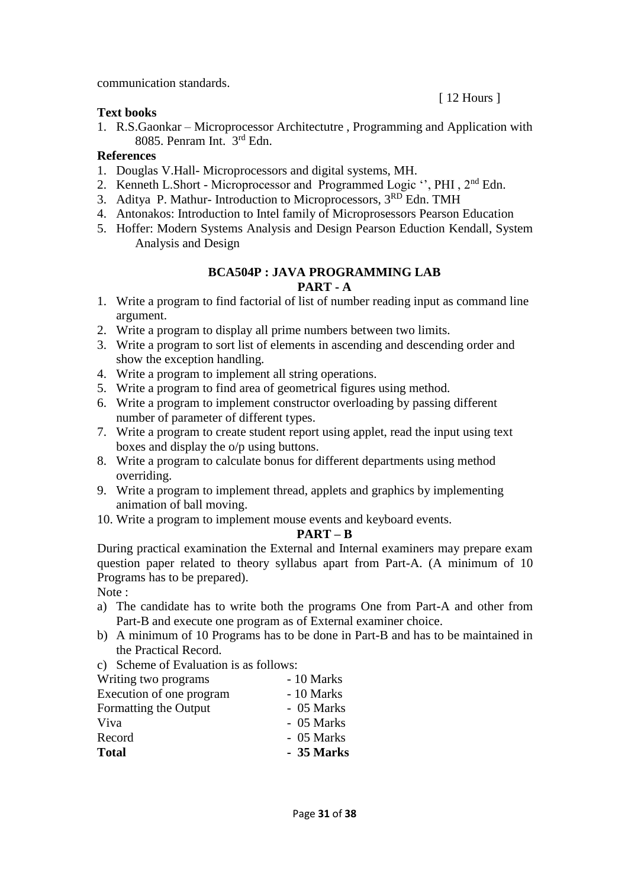communication standards.

[ 12 Hours ]

**Text books**

1. R.S.Gaonkar – Microprocessor Architectutre , Programming and Application with 8085. Penram Int. 3rd Edn.

**References**

1. Douglas V.Hall- Microprocessors and digital systems, MH.
2. Kenneth L.Short - Microprocessor and Programmed Logic '', PHI , 2nd Edn.
3. Aditya P. Mathur- Introduction to Microprocessors, 3RD Edn. TMH
4. Antonakos: Introduction to Intel family of Microprosessors Pearson Education
5. Hoffer: Modern Systems Analysis and Design Pearson Eduction Kendall, System Analysis and Design

## BCA504P : JAVA PROGRAMMING LAB

### PART - A

1. Write a program to find factorial of list of number reading input as command line argument.
2. Write a program to display all prime numbers between two limits.
3. Write a program to sort list of elements in ascending and descending order and show the exception handling.
4. Write a program to implement all string operations.
5. Write a program to find area of geometrical figures using method.
6. Write a program to implement constructor overloading by passing different number of parameter of different types.
7. Write a program to create student report using applet, read the input using text boxes and display the o/p using buttons.
8. Write a program to calculate bonus for different departments using method overriding.
9. Write a program to implement thread, applets and graphics by implementing animation of ball moving.
10. Write a program to implement mouse events and keyboard events.

### PART – B

During practical examination the External and Internal examiners may prepare exam question paper related to theory syllabus apart from Part-A. (A minimum of 10 Programs has to be prepared).

Note :

a) The candidate has to write both the programs One from Part-A and other from Part-B and execute one program as of External examiner choice.
b) A minimum of 10 Programs has to be done in Part-B and has to be maintained in the Practical Record.
c) Scheme of Evaluation is as follows:

| | |
|---|---|
| Writing two programs | - 10 Marks |
| Execution of one program | - 10 Marks |
| Formatting the Output | - 05 Marks |
| Viva | - 05 Marks |
| Record | - 05 Marks |
| **Total** | **- 35 Marks** |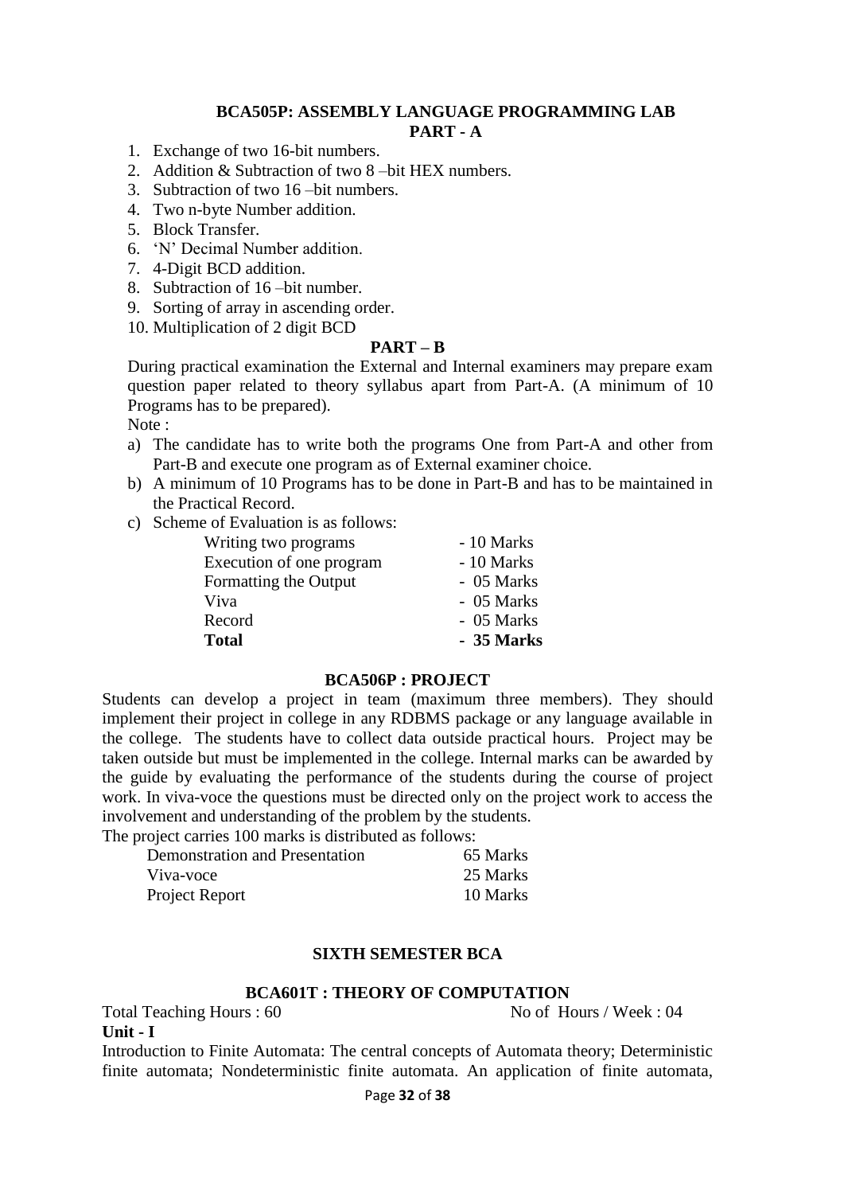## BCA505P: ASSEMBLY LANGUAGE PROGRAMMING LAB

### PART - A

1. Exchange of two 16-bit numbers.
2. Addition & Subtraction of two 8 –bit HEX numbers.
3. Subtraction of two 16 –bit numbers.
4. Two n-byte Number addition.
5. Block Transfer.
6. 'N' Decimal Number addition.
7. 4-Digit BCD addition.
8. Subtraction of 16 –bit number.
9. Sorting of array in ascending order.
10. Multiplication of 2 digit BCD

### PART – B

During practical examination the External and Internal examiners may prepare exam question paper related to theory syllabus apart from Part-A. (A minimum of 10 Programs has to be prepared).

Note :

a) The candidate has to write both the programs One from Part-A and other from Part-B and execute one program as of External examiner choice.
b) A minimum of 10 Programs has to be done in Part-B and has to be maintained in the Practical Record.
c) Scheme of Evaluation is as follows:

| | |
|---|---|
| Writing two programs | - 10 Marks |
| Execution of one program | - 10 Marks |
| Formatting the Output | - 05 Marks |
| Viva | - 05 Marks |
| Record | - 05 Marks |
| **Total** | **- 35 Marks** |

## BCA506P : PROJECT

Students can develop a project in team (maximum three members). They should implement their project in college in any RDBMS package or any language available in the college. The students have to collect data outside practical hours. Project may be taken outside but must be implemented in the college. Internal marks can be awarded by the guide by evaluating the performance of the students during the course of project work. In viva-voce the questions must be directed only on the project work to access the involvement and understanding of the problem by the students.

The project carries 100 marks is distributed as follows:

| | |
|---|---|
| Demonstration and Presentation | 65 Marks |
| Viva-voce | 25 Marks |
| Project Report | 10 Marks |

## SIXTH SEMESTER BCA

## BCA601T : THEORY OF COMPUTATION

Total Teaching Hours : 60 No of Hours / Week : 04

**Unit - I**

Introduction to Finite Automata: The central concepts of Automata theory; Deterministic finite automata; Nondeterministic finite automata. An application of finite automata,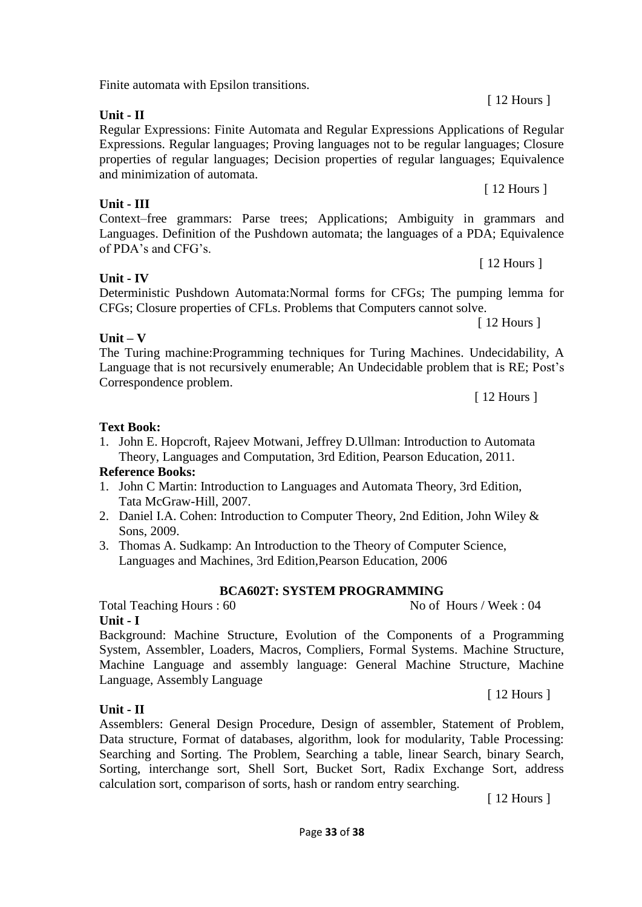Finite automata with Epsilon transitions.

[ 12 Hours ]

**Unit - II**

Regular Expressions: Finite Automata and Regular Expressions Applications of Regular Expressions. Regular languages; Proving languages not to be regular languages; Closure properties of regular languages; Decision properties of regular languages; Equivalence and minimization of automata.

[ 12 Hours ]

**Unit - III**

Context–free grammars: Parse trees; Applications; Ambiguity in grammars and Languages. Definition of the Pushdown automata; the languages of a PDA; Equivalence of PDA's and CFG's.

[ 12 Hours ]

**Unit - IV**

Deterministic Pushdown Automata:Normal forms for CFGs; The pumping lemma for CFGs; Closure properties of CFLs. Problems that Computers cannot solve.

[ 12 Hours ]

**Unit – V**

The Turing machine:Programming techniques for Turing Machines. Undecidability, A Language that is not recursively enumerable; An Undecidable problem that is RE; Post's Correspondence problem.

[ 12 Hours ]

**Text Book:**

1. John E. Hopcroft, Rajeev Motwani, Jeffrey D.Ullman: Introduction to Automata Theory, Languages and Computation, 3rd Edition, Pearson Education, 2011.

**Reference Books:**

1. John C Martin: Introduction to Languages and Automata Theory, 3rd Edition, Tata McGraw-Hill, 2007.
2. Daniel I.A. Cohen: Introduction to Computer Theory, 2nd Edition, John Wiley & Sons, 2009.
3. Thomas A. Sudkamp: An Introduction to the Theory of Computer Science, Languages and Machines, 3rd Edition,Pearson Education, 2006

## BCA602T: SYSTEM PROGRAMMING

Total Teaching Hours : 60 &nbsp;&nbsp;&nbsp;&nbsp;&nbsp;&nbsp;&nbsp;&nbsp; No of Hours / Week : 04

**Unit - I**

Background: Machine Structure, Evolution of the Components of a Programming System, Assembler, Loaders, Macros, Compliers, Formal Systems. Machine Structure, Machine Language and assembly language: General Machine Structure, Machine Language, Assembly Language

[ 12 Hours ]

**Unit - II**

Assemblers: General Design Procedure, Design of assembler, Statement of Problem, Data structure, Format of databases, algorithm, look for modularity, Table Processing: Searching and Sorting. The Problem, Searching a table, linear Search, binary Search, Sorting, interchange sort, Shell Sort, Bucket Sort, Radix Exchange Sort, address calculation sort, comparison of sorts, hash or random entry searching.

[ 12 Hours ]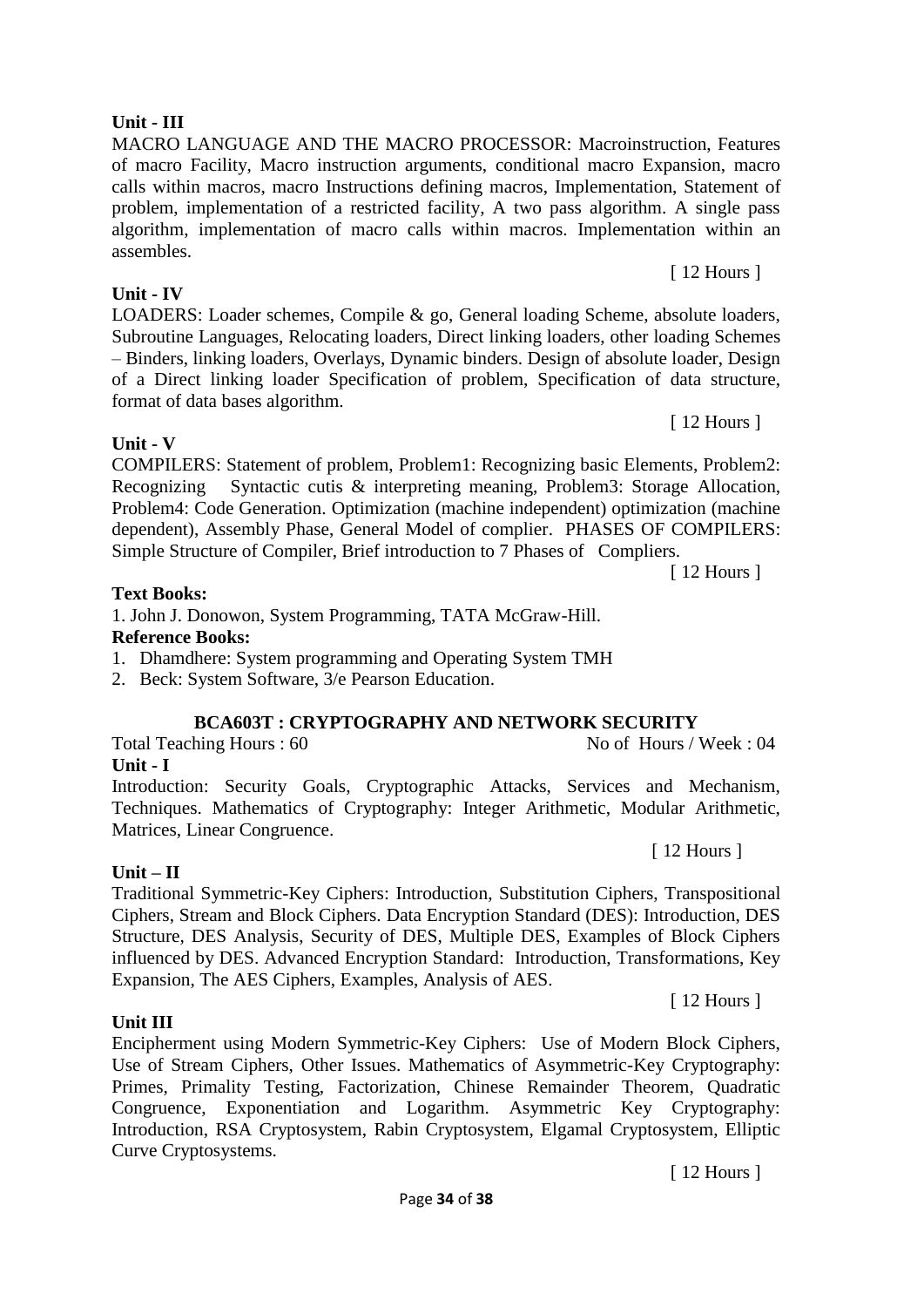**Unit - III**

MACRO LANGUAGE AND THE MACRO PROCESSOR: Macroinstruction, Features of macro Facility, Macro instruction arguments, conditional macro Expansion, macro calls within macros, macro Instructions defining macros, Implementation, Statement of problem, implementation of a restricted facility, A two pass algorithm. A single pass algorithm, implementation of macro calls within macros. Implementation within an assembles.

[ 12 Hours ]

**Unit - IV**

LOADERS: Loader schemes, Compile & go, General loading Scheme, absolute loaders, Subroutine Languages, Relocating loaders, Direct linking loaders, other loading Schemes – Binders, linking loaders, Overlays, Dynamic binders. Design of absolute loader, Design of a Direct linking loader Specification of problem, Specification of data structure, format of data bases algorithm.

[ 12 Hours ]

**Unit - V**

COMPILERS: Statement of problem, Problem1: Recognizing basic Elements, Problem2: Recognizing Syntactic cutis & interpreting meaning, Problem3: Storage Allocation, Problem4: Code Generation. Optimization (machine independent) optimization (machine dependent), Assembly Phase, General Model of complier. PHASES OF COMPILERS: Simple Structure of Compiler, Brief introduction to 7 Phases of Compliers.

[ 12 Hours ]

**Text Books:**

1. John J. Donowon, System Programming, TATA McGraw-Hill.

**Reference Books:**

1. Dhamdhere: System programming and Operating System TMH
2. Beck: System Software, 3/e Pearson Education.

## BCA603T : CRYPTOGRAPHY AND NETWORK SECURITY

Total Teaching Hours : 60 No of Hours / Week : 04

**Unit - I**

Introduction: Security Goals, Cryptographic Attacks, Services and Mechanism, Techniques. Mathematics of Cryptography: Integer Arithmetic, Modular Arithmetic, Matrices, Linear Congruence.

[ 12 Hours ]

**Unit – II**

Traditional Symmetric-Key Ciphers: Introduction, Substitution Ciphers, Transpositional Ciphers, Stream and Block Ciphers. Data Encryption Standard (DES): Introduction, DES Structure, DES Analysis, Security of DES, Multiple DES, Examples of Block Ciphers influenced by DES. Advanced Encryption Standard: Introduction, Transformations, Key Expansion, The AES Ciphers, Examples, Analysis of AES.

[ 12 Hours ]

**Unit III**

Encipherment using Modern Symmetric-Key Ciphers: Use of Modern Block Ciphers, Use of Stream Ciphers, Other Issues. Mathematics of Asymmetric-Key Cryptography: Primes, Primality Testing, Factorization, Chinese Remainder Theorem, Quadratic Congruence, Exponentiation and Logarithm. Asymmetric Key Cryptography: Introduction, RSA Cryptosystem, Rabin Cryptosystem, Elgamal Cryptosystem, Elliptic Curve Cryptosystems.

[ 12 Hours ]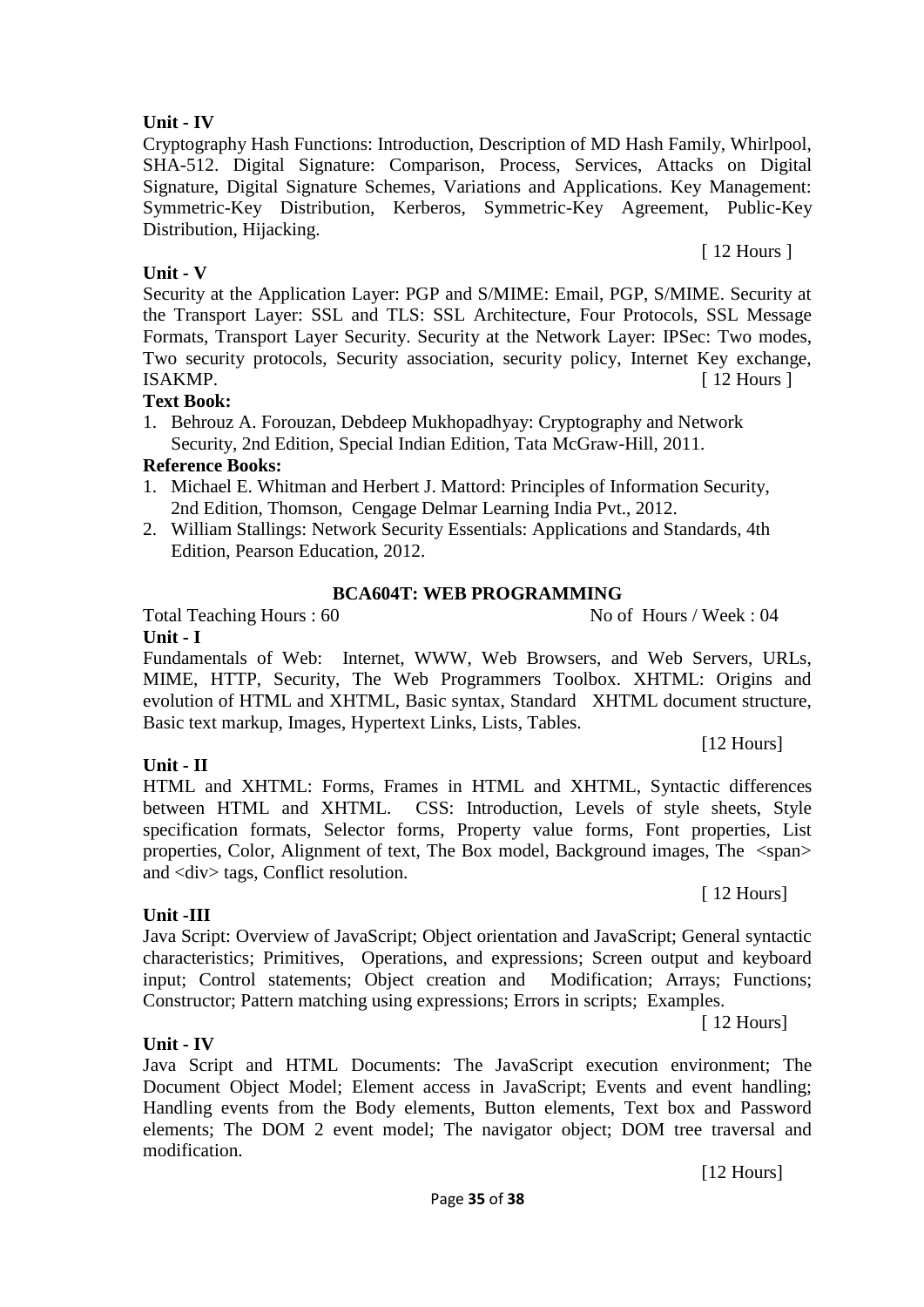**Unit - IV**

Cryptography Hash Functions: Introduction, Description of MD Hash Family, Whirlpool, SHA-512. Digital Signature: Comparison, Process, Services, Attacks on Digital Signature, Digital Signature Schemes, Variations and Applications. Key Management: Symmetric-Key Distribution, Kerberos, Symmetric-Key Agreement, Public-Key Distribution, Hijacking.

[ 12 Hours ]

**Unit - V**

Security at the Application Layer: PGP and S/MIME: Email, PGP, S/MIME. Security at the Transport Layer: SSL and TLS: SSL Architecture, Four Protocols, SSL Message Formats, Transport Layer Security. Security at the Network Layer: IPSec: Two modes, Two security protocols, Security association, security policy, Internet Key exchange, ISAKMP. [ 12 Hours ]

**Text Book:**

1. Behrouz A. Forouzan, Debdeep Mukhopadhyay: Cryptography and Network Security, 2nd Edition, Special Indian Edition, Tata McGraw-Hill, 2011.

**Reference Books:**

1. Michael E. Whitman and Herbert J. Mattord: Principles of Information Security, 2nd Edition, Thomson, Cengage Delmar Learning India Pvt., 2012.
2. William Stallings: Network Security Essentials: Applications and Standards, 4th Edition, Pearson Education, 2012.

## BCA604T: WEB PROGRAMMING

Total Teaching Hours : 60 No of Hours / Week : 04

**Unit - I**

Fundamentals of Web: Internet, WWW, Web Browsers, and Web Servers, URLs, MIME, HTTP, Security, The Web Programmers Toolbox. XHTML: Origins and evolution of HTML and XHTML, Basic syntax, Standard XHTML document structure, Basic text markup, Images, Hypertext Links, Lists, Tables.

[12 Hours]

**Unit - II**

HTML and XHTML: Forms, Frames in HTML and XHTML, Syntactic differences between HTML and XHTML. CSS: Introduction, Levels of style sheets, Style specification formats, Selector forms, Property value forms, Font properties, List properties, Color, Alignment of text, The Box model, Background images, The <span> and <div> tags, Conflict resolution.

[ 12 Hours]

**Unit -III**

Java Script: Overview of JavaScript; Object orientation and JavaScript; General syntactic characteristics; Primitives, Operations, and expressions; Screen output and keyboard input; Control statements; Object creation and Modification; Arrays; Functions; Constructor; Pattern matching using expressions; Errors in scripts; Examples.

[ 12 Hours]

**Unit - IV**

Java Script and HTML Documents: The JavaScript execution environment; The Document Object Model; Element access in JavaScript; Events and event handling; Handling events from the Body elements, Button elements, Text box and Password elements; The DOM 2 event model; The navigator object; DOM tree traversal and modification.

[12 Hours]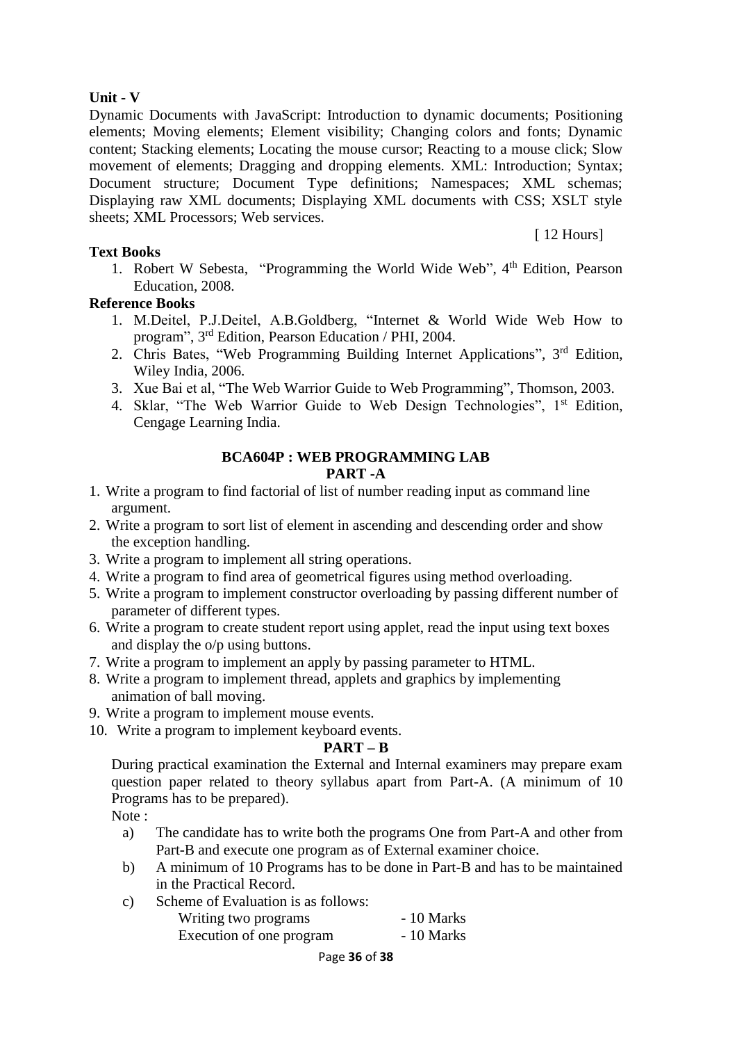**Unit - V**

Dynamic Documents with JavaScript: Introduction to dynamic documents; Positioning elements; Moving elements; Element visibility; Changing colors and fonts; Dynamic content; Stacking elements; Locating the mouse cursor; Reacting to a mouse click; Slow movement of elements; Dragging and dropping elements. XML: Introduction; Syntax; Document structure; Document Type definitions; Namespaces; XML schemas; Displaying raw XML documents; Displaying XML documents with CSS; XSLT style sheets; XML Processors; Web services.

[ 12 Hours]

**Text Books**

1. Robert W Sebesta, "Programming the World Wide Web", 4th Edition, Pearson Education, 2008.

**Reference Books**

1. M.Deitel, P.J.Deitel, A.B.Goldberg, "Internet & World Wide Web How to program", 3rd Edition, Pearson Education / PHI, 2004.
2. Chris Bates, "Web Programming Building Internet Applications", 3rd Edition, Wiley India, 2006.
3. Xue Bai et al, "The Web Warrior Guide to Web Programming", Thomson, 2003.
4. Sklar, "The Web Warrior Guide to Web Design Technologies", 1st Edition, Cengage Learning India.

## BCA604P : WEB PROGRAMMING LAB

### PART -A

1. Write a program to find factorial of list of number reading input as command line argument.
2. Write a program to sort list of element in ascending and descending order and show the exception handling.
3. Write a program to implement all string operations.
4. Write a program to find area of geometrical figures using method overloading.
5. Write a program to implement constructor overloading by passing different number of parameter of different types.
6. Write a program to create student report using applet, read the input using text boxes and display the o/p using buttons.
7. Write a program to implement an apply by passing parameter to HTML.
8. Write a program to implement thread, applets and graphics by implementing animation of ball moving.
9. Write a program to implement mouse events.
10. Write a program to implement keyboard events.

### PART – B

During practical examination the External and Internal examiners may prepare exam question paper related to theory syllabus apart from Part-A. (A minimum of 10 Programs has to be prepared).

Note :

a) The candidate has to write both the programs One from Part-A and other from Part-B and execute one program as of External examiner choice.

b) A minimum of 10 Programs has to be done in Part-B and has to be maintained in the Practical Record.

c) Scheme of Evaluation is as follows:

Writing two programs - 10 Marks
Execution of one program - 10 Marks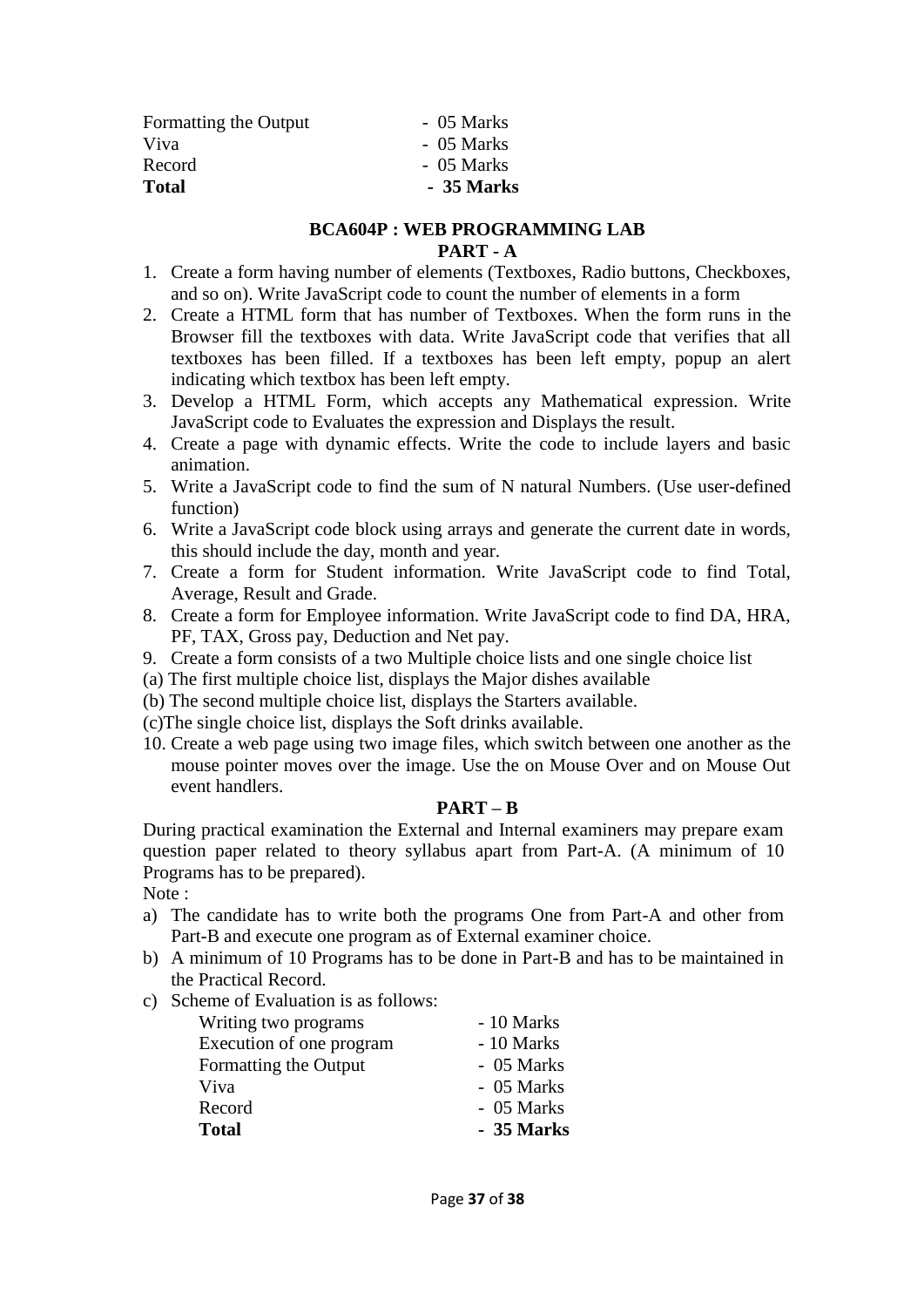| | |
|---|---|
| Formatting the Output | - 05 Marks |
| Viva | - 05 Marks |
| Record | - 05 Marks |
| **Total** | **- 35 Marks** |

## BCA604P : WEB PROGRAMMING LAB

### PART - A

1. Create a form having number of elements (Textboxes, Radio buttons, Checkboxes, and so on). Write JavaScript code to count the number of elements in a form
2. Create a HTML form that has number of Textboxes. When the form runs in the Browser fill the textboxes with data. Write JavaScript code that verifies that all textboxes has been filled. If a textboxes has been left empty, popup an alert indicating which textbox has been left empty.
3. Develop a HTML Form, which accepts any Mathematical expression. Write JavaScript code to Evaluates the expression and Displays the result.
4. Create a page with dynamic effects. Write the code to include layers and basic animation.
5. Write a JavaScript code to find the sum of N natural Numbers. (Use user-defined function)
6. Write a JavaScript code block using arrays and generate the current date in words, this should include the day, month and year.
7. Create a form for Student information. Write JavaScript code to find Total, Average, Result and Grade.
8. Create a form for Employee information. Write JavaScript code to find DA, HRA, PF, TAX, Gross pay, Deduction and Net pay.
9. Create a form consists of a two Multiple choice lists and one single choice list

(a) The first multiple choice list, displays the Major dishes available

(b) The second multiple choice list, displays the Starters available.

(c)The single choice list, displays the Soft drinks available.

10. Create a web page using two image files, which switch between one another as the mouse pointer moves over the image. Use the on Mouse Over and on Mouse Out event handlers.

### PART – B

During practical examination the External and Internal examiners may prepare exam question paper related to theory syllabus apart from Part-A. (A minimum of 10 Programs has to be prepared).

Note :

a) The candidate has to write both the programs One from Part-A and other from Part-B and execute one program as of External examiner choice.

b) A minimum of 10 Programs has to be done in Part-B and has to be maintained in the Practical Record.

c) Scheme of Evaluation is as follows:

| | |
|---|---|
| Writing two programs | - 10 Marks |
| Execution of one program | - 10 Marks |
| Formatting the Output | - 05 Marks |
| Viva | - 05 Marks |
| Record | - 05 Marks |
| **Total** | **- 35 Marks** |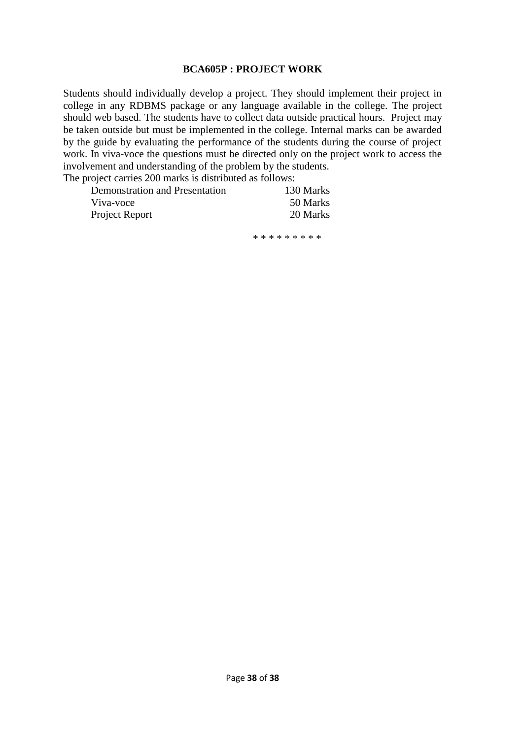## BCA605P : PROJECT WORK

Students should individually develop a project. They should implement their project in college in any RDBMS package or any language available in the college. The project should web based. The students have to collect data outside practical hours. Project may be taken outside but must be implemented in the college. Internal marks can be awarded by the guide by evaluating the performance of the students during the course of project work. In viva-voce the questions must be directed only on the project work to access the involvement and understanding of the problem by the students.

The project carries 200 marks is distributed as follows:

| | |
|---|---|
| Demonstration and Presentation | 130 Marks |
| Viva-voce | 50 Marks |
| Project Report | 20 Marks |

* * * * * * * * *